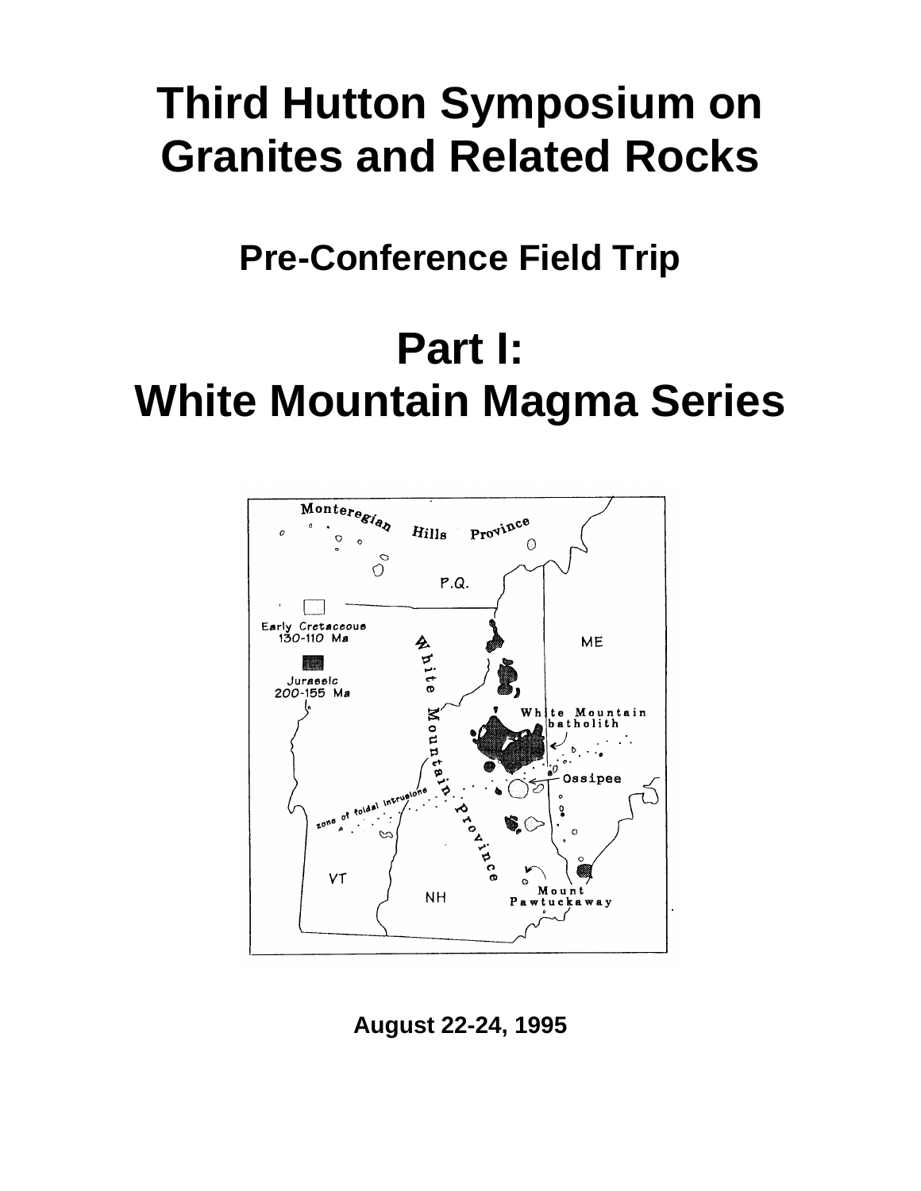# Third Hutton Symposium on Granites and Related Rocks

## Pre-Conference Field Trip

# Part I: White Mountain Magma Series

**August 22-24, 1995**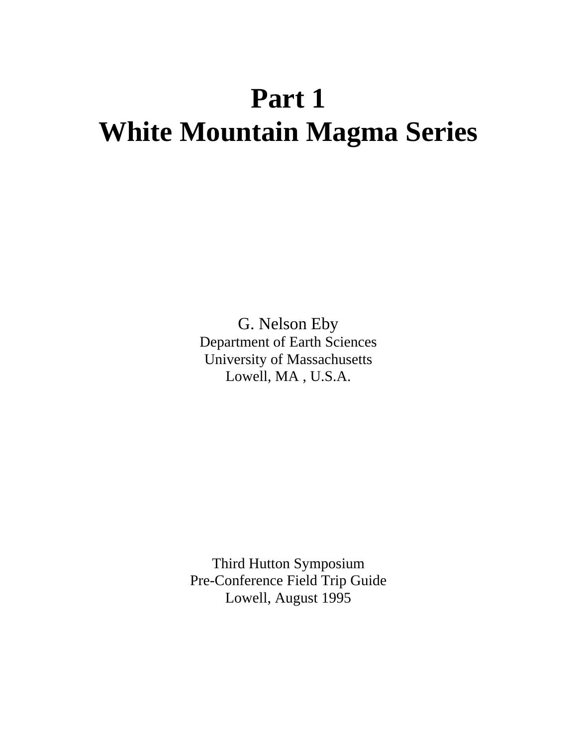# Part 1
# White Mountain Magma Series

G. Nelson Eby
Department of Earth Sciences
University of Massachusetts
Lowell, MA , U.S.A.

Third Hutton Symposium
Pre-Conference Field Trip Guide
Lowell, August 1995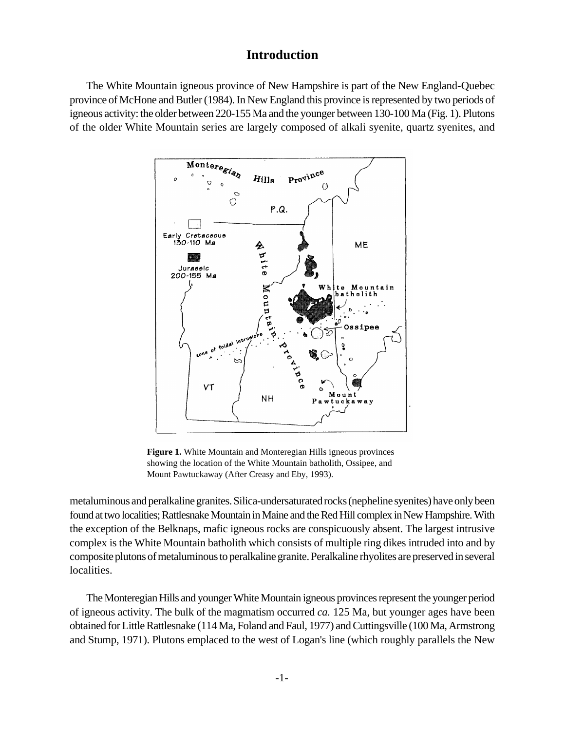# Introduction

The White Mountain igneous province of New Hampshire is part of the New England-Quebec province of McHone and Butler (1984). In New England this province is represented by two periods of igneous activity: the older between 220-155 Ma and the younger between 130-100 Ma (Fig. 1). Plutons of the older White Mountain series are largely composed of alkali syenite, quartz syenites, and metaluminous and peralkaline granites. Silica-undersaturated rocks (nepheline syenites) have only been found at two localities; Rattlesnake Mountain in Maine and the Red Hill complex in New Hampshire. With the exception of the Belknaps, mafic igneous rocks are conspicuously absent. The largest intrusive complex is the White Mountain batholith which consists of multiple ring dikes intruded into and by composite plutons of metaluminous to peralkaline granite. Peralkaline rhyolites are preserved in several localities.

**Figure 1.** White Mountain and Monteregian Hills igneous provinces showing the location of the White Mountain batholith, Ossipee, and Mount Pawtuckaway (After Creasy and Eby, 1993).

The Monteregian Hills and younger White Mountain igneous provinces represent the younger period of igneous activity. The bulk of the magmatism occurred *ca.* 125 Ma, but younger ages have been obtained for Little Rattlesnake (114 Ma, Foland and Faul, 1977) and Cuttingsville (100 Ma, Armstrong and Stump, 1971). Plutons emplaced to the west of Logan's line (which roughly parallels the New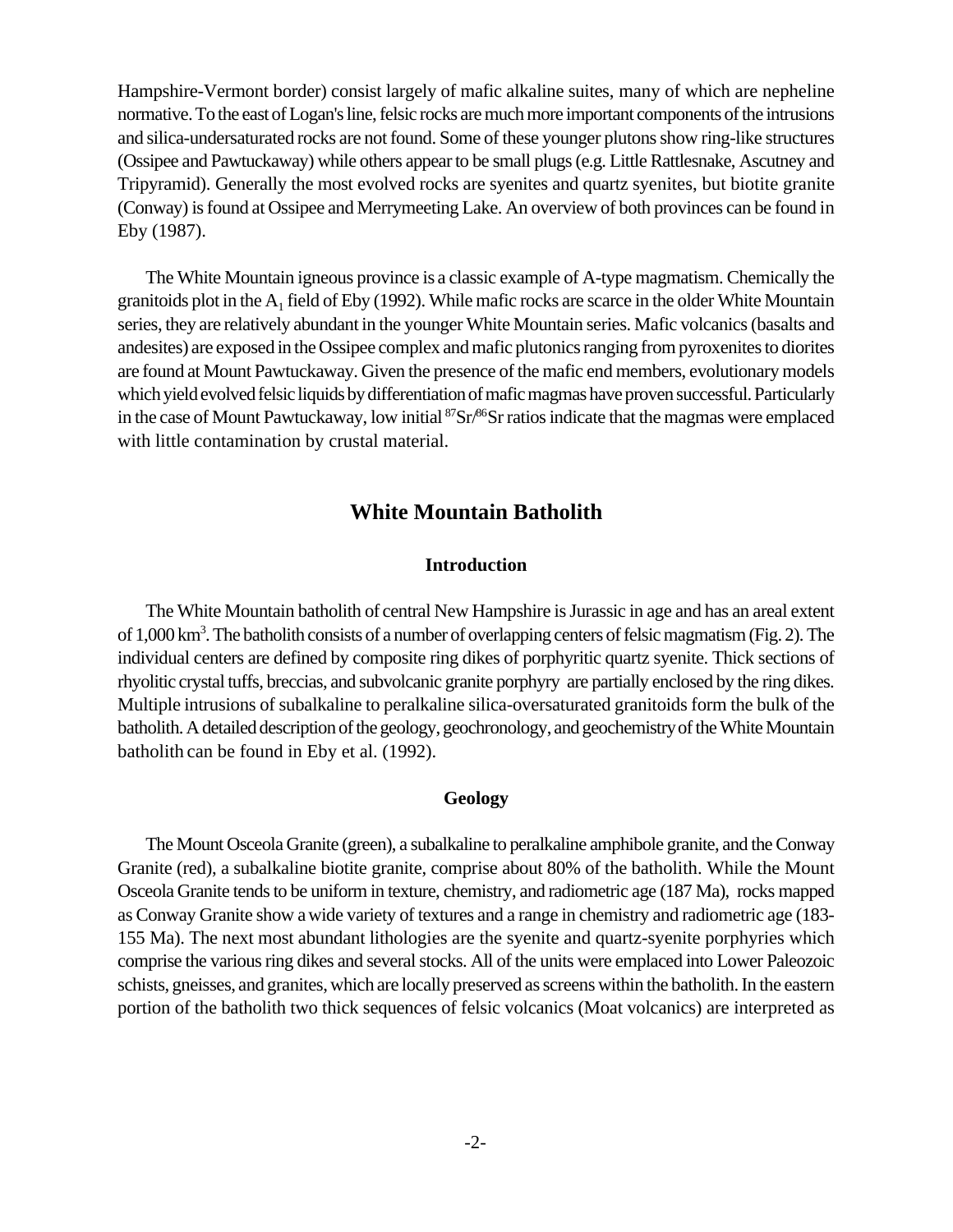Hampshire-Vermont border) consist largely of mafic alkaline suites, many of which are nepheline normative. To the east of Logan's line, felsic rocks are much more important components of the intrusions and silica-undersaturated rocks are not found. Some of these younger plutons show ring-like structures (Ossipee and Pawtuckaway) while others appear to be small plugs (e.g. Little Rattlesnake, Ascutney and Tripyramid). Generally the most evolved rocks are syenites and quartz syenites, but biotite granite (Conway) is found at Ossipee and Merrymeeting Lake. An overview of both provinces can be found in Eby (1987).

The White Mountain igneous province is a classic example of A-type magmatism. Chemically the granitoids plot in the $A_1$ field of Eby (1992). While mafic rocks are scarce in the older White Mountain series, they are relatively abundant in the younger White Mountain series. Mafic volcanics (basalts and andesites) are exposed in the Ossipee complex and mafic plutonics ranging from pyroxenites to diorites are found at Mount Pawtuckaway. Given the presence of the mafic end members, evolutionary models which yield evolved felsic liquids by differentiation of mafic magmas have proven successful. Particularly in the case of Mount Pawtuckaway, low initial $^{87}Sr/^{86}Sr$ ratios indicate that the magmas were emplaced with little contamination by crustal material.

## White Mountain Batholith

### Introduction

The White Mountain batholith of central New Hampshire is Jurassic in age and has an areal extent of 1,000 $km^3$. The batholith consists of a number of overlapping centers of felsic magmatism (Fig. 2). The individual centers are defined by composite ring dikes of porphyritic quartz syenite. Thick sections of rhyolitic crystal tuffs, breccias, and subvolcanic granite porphyry are partially enclosed by the ring dikes. Multiple intrusions of subalkaline to peralkaline silica-oversaturated granitoids form the bulk of the batholith. A detailed description of the geology, geochronology, and geochemistry of the White Mountain batholith can be found in Eby et al. (1992).

### Geology

The Mount Osceola Granite (green), a subalkaline to peralkaline amphibole granite, and the Conway Granite (red), a subalkaline biotite granite, comprise about 80% of the batholith. While the Mount Osceola Granite tends to be uniform in texture, chemistry, and radiometric age (187 Ma), rocks mapped as Conway Granite show a wide variety of textures and a range in chemistry and radiometric age (183-155 Ma). The next most abundant lithologies are the syenite and quartz-syenite porphyries which comprise the various ring dikes and several stocks. All of the units were emplaced into Lower Paleozoic schists, gneisses, and granites, which are locally preserved as screens within the batholith. In the eastern portion of the batholith two thick sequences of felsic volcanics (Moat volcanics) are interpreted as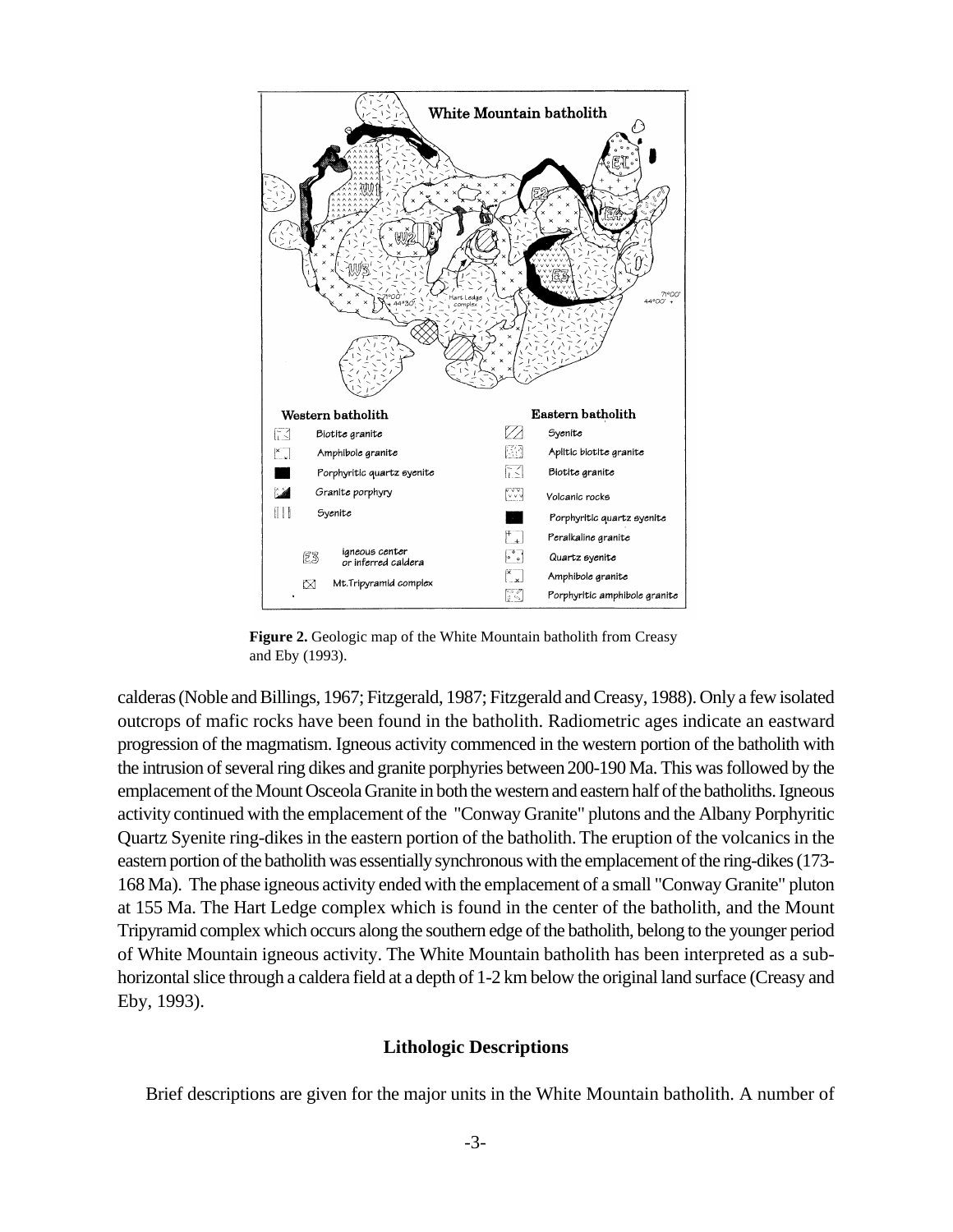**Figure 2.** Geologic map of the White Mountain batholith from Creasy and Eby (1993).

calderas (Noble and Billings, 1967; Fitzgerald, 1987; Fitzgerald and Creasy, 1988). Only a few isolated outcrops of mafic rocks have been found in the batholith. Radiometric ages indicate an eastward progression of the magmatism. Igneous activity commenced in the western portion of the batholith with the intrusion of several ring dikes and granite porphyries between 200-190 Ma. This was followed by the emplacement of the Mount Osceola Granite in both the western and eastern half of the batholiths. Igneous activity continued with the emplacement of the "Conway Granite" plutons and the Albany Porphyritic Quartz Syenite ring-dikes in the eastern portion of the batholith. The eruption of the volcanics in the eastern portion of the batholith was essentially synchronous with the emplacement of the ring-dikes (173-168 Ma). The phase igneous activity ended with the emplacement of a small "Conway Granite" pluton at 155 Ma. The Hart Ledge complex which is found in the center of the batholith, and the Mount Tripyramid complex which occurs along the southern edge of the batholith, belong to the younger period of White Mountain igneous activity. The White Mountain batholith has been interpreted as a sub-horizontal slice through a caldera field at a depth of 1-2 km below the original land surface (Creasy and Eby, 1993).

## Lithologic Descriptions

Brief descriptions are given for the major units in the White Mountain batholith. A number of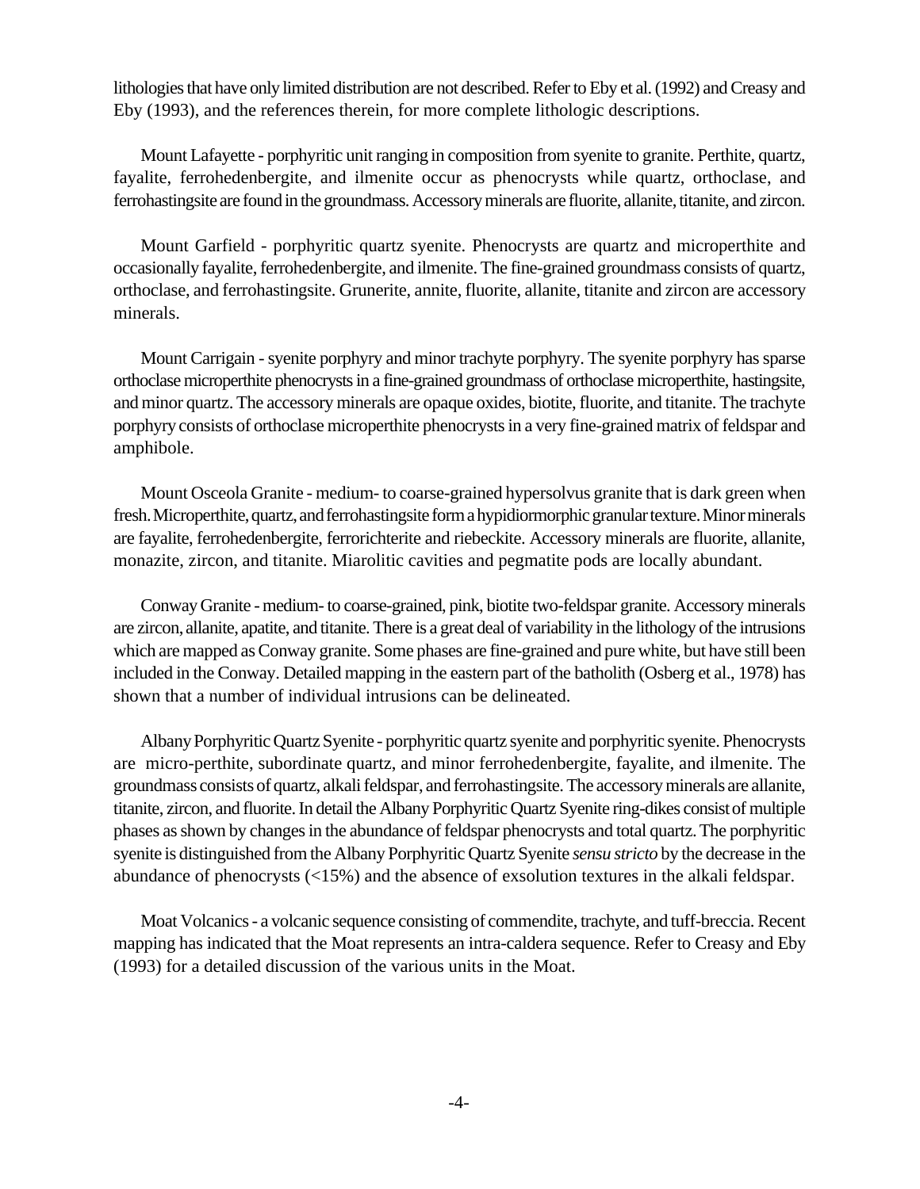lithologies that have only limited distribution are not described. Refer to Eby et al. (1992) and Creasy and Eby (1993), and the references therein, for more complete lithologic descriptions.

Mount Lafayette - porphyritic unit ranging in composition from syenite to granite. Perthite, quartz, fayalite, ferrohedenbergite, and ilmenite occur as phenocrysts while quartz, orthoclase, and ferrohastingsite are found in the groundmass. Accessory minerals are fluorite, allanite, titanite, and zircon.

Mount Garfield - porphyritic quartz syenite. Phenocrysts are quartz and microperthite and occasionally fayalite, ferrohedenbergite, and ilmenite. The fine-grained groundmass consists of quartz, orthoclase, and ferrohastingsite. Grunerite, annite, fluorite, allanite, titanite and zircon are accessory minerals.

Mount Carrigain - syenite porphyry and minor trachyte porphyry. The syenite porphyry has sparse orthoclase microperthite phenocrysts in a fine-grained groundmass of orthoclase microperthite, hastingsite, and minor quartz. The accessory minerals are opaque oxides, biotite, fluorite, and titanite. The trachyte porphyry consists of orthoclase microperthite phenocrysts in a very fine-grained matrix of feldspar and amphibole.

Mount Osceola Granite - medium- to coarse-grained hypersolvus granite that is dark green when fresh. Microperthite, quartz, and ferrohastingsite form a hypidiormorphic granular texture. Minor minerals are fayalite, ferrohedenbergite, ferrorichterite and riebeckite. Accessory minerals are fluorite, allanite, monazite, zircon, and titanite. Miarolitic cavities and pegmatite pods are locally abundant.

Conway Granite - medium- to coarse-grained, pink, biotite two-feldspar granite. Accessory minerals are zircon, allanite, apatite, and titanite. There is a great deal of variability in the lithology of the intrusions which are mapped as Conway granite. Some phases are fine-grained and pure white, but have still been included in the Conway. Detailed mapping in the eastern part of the batholith (Osberg et al., 1978) has shown that a number of individual intrusions can be delineated.

Albany Porphyritic Quartz Syenite - porphyritic quartz syenite and porphyritic syenite. Phenocrysts are micro-perthite, subordinate quartz, and minor ferrohedenbergite, fayalite, and ilmenite. The groundmass consists of quartz, alkali feldspar, and ferrohastingsite. The accessory minerals are allanite, titanite, zircon, and fluorite. In detail the Albany Porphyritic Quartz Syenite ring-dikes consist of multiple phases as shown by changes in the abundance of feldspar phenocrysts and total quartz. The porphyritic syenite is distinguished from the Albany Porphyritic Quartz Syenite *sensu stricto* by the decrease in the abundance of phenocrysts (<15%) and the absence of exsolution textures in the alkali feldspar.

Moat Volcanics - a volcanic sequence consisting of commendite, trachyte, and tuff-breccia. Recent mapping has indicated that the Moat represents an intra-caldera sequence. Refer to Creasy and Eby (1993) for a detailed discussion of the various units in the Moat.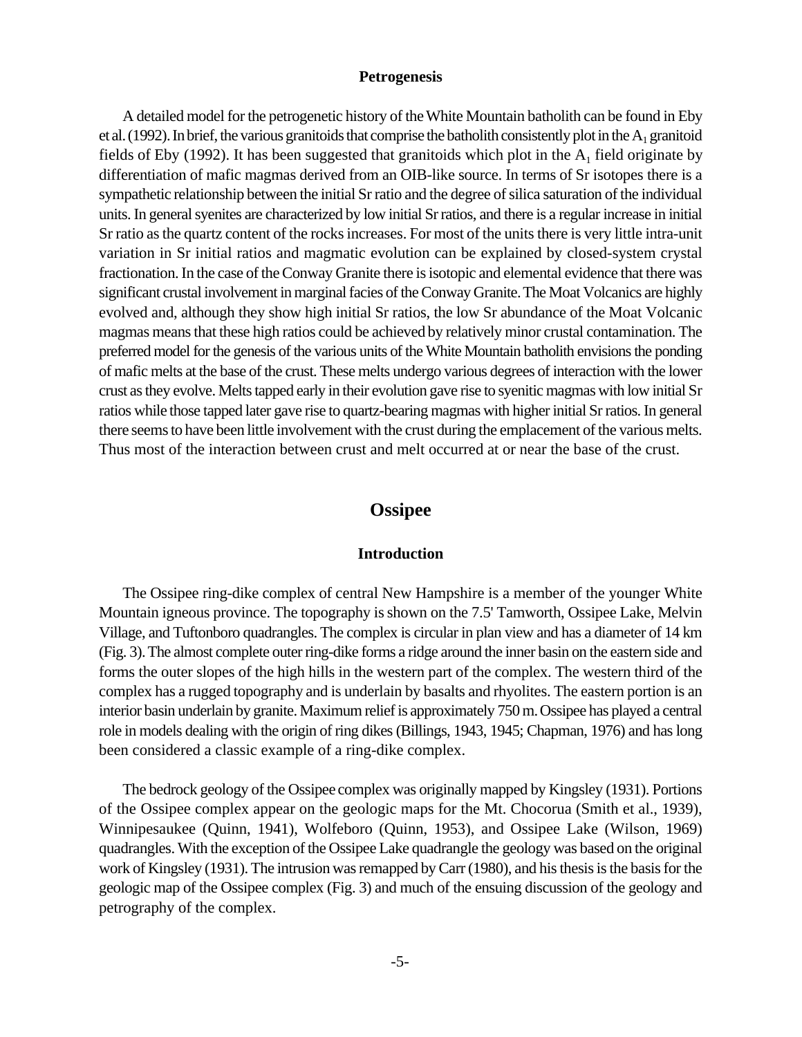### Petrogenesis

A detailed model for the petrogenetic history of the White Mountain batholith can be found in Eby et al. (1992). In brief, the various granitoids that comprise the batholith consistently plot in the $A_1$ granitoid fields of Eby (1992). It has been suggested that granitoids which plot in the $A_1$ field originate by differentiation of mafic magmas derived from an OIB-like source. In terms of Sr isotopes there is a sympathetic relationship between the initial Sr ratio and the degree of silica saturation of the individual units. In general syenites are characterized by low initial Sr ratios, and there is a regular increase in initial Sr ratio as the quartz content of the rocks increases. For most of the units there is very little intra-unit variation in Sr initial ratios and magmatic evolution can be explained by closed-system crystal fractionation. In the case of the Conway Granite there is isotopic and elemental evidence that there was significant crustal involvement in marginal facies of the Conway Granite. The Moat Volcanics are highly evolved and, although they show high initial Sr ratios, the low Sr abundance of the Moat Volcanic magmas means that these high ratios could be achieved by relatively minor crustal contamination. The preferred model for the genesis of the various units of the White Mountain batholith envisions the ponding of mafic melts at the base of the crust. These melts undergo various degrees of interaction with the lower crust as they evolve. Melts tapped early in their evolution gave rise to syenitic magmas with low initial Sr ratios while those tapped later gave rise to quartz-bearing magmas with higher initial Sr ratios. In general there seems to have been little involvement with the crust during the emplacement of the various melts. Thus most of the interaction between crust and melt occurred at or near the base of the crust.

## Ossipee

### Introduction

The Ossipee ring-dike complex of central New Hampshire is a member of the younger White Mountain igneous province. The topography is shown on the 7.5' Tamworth, Ossipee Lake, Melvin Village, and Tuftonboro quadrangles. The complex is circular in plan view and has a diameter of 14 km (Fig. 3). The almost complete outer ring-dike forms a ridge around the inner basin on the eastern side and forms the outer slopes of the high hills in the western part of the complex. The western third of the complex has a rugged topography and is underlain by basalts and rhyolites. The eastern portion is an interior basin underlain by granite. Maximum relief is approximately 750 m. Ossipee has played a central role in models dealing with the origin of ring dikes (Billings, 1943, 1945; Chapman, 1976) and has long been considered a classic example of a ring-dike complex.

The bedrock geology of the Ossipee complex was originally mapped by Kingsley (1931). Portions of the Ossipee complex appear on the geologic maps for the Mt. Chocorua (Smith et al., 1939), Winnipesaukee (Quinn, 1941), Wolfeboro (Quinn, 1953), and Ossipee Lake (Wilson, 1969) quadrangles. With the exception of the Ossipee Lake quadrangle the geology was based on the original work of Kingsley (1931). The intrusion was remapped by Carr (1980), and his thesis is the basis for the geologic map of the Ossipee complex (Fig. 3) and much of the ensuing discussion of the geology and petrography of the complex.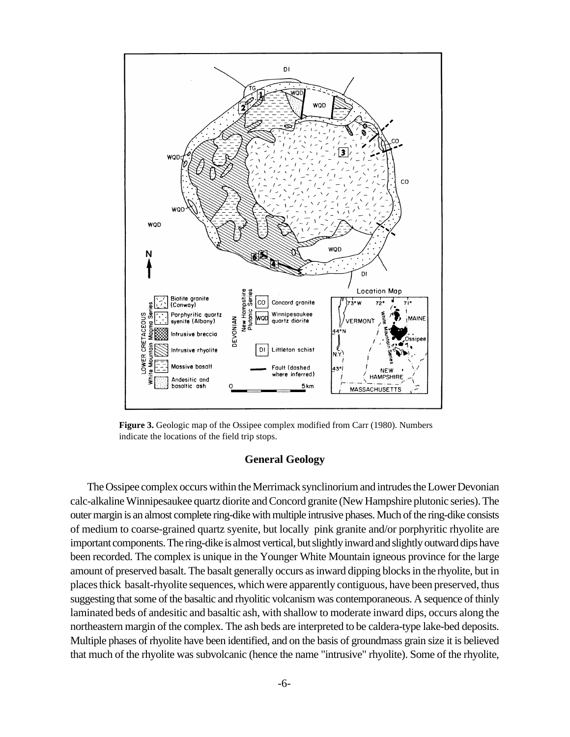**Figure 3.** Geologic map of the Ossipee complex modified from Carr (1980). Numbers indicate the locations of the field trip stops.

## General Geology

The Ossipee complex occurs within the Merrimack synclinorium and intrudes the Lower Devonian calc-alkaline Winnipesaukee quartz diorite and Concord granite (New Hampshire plutonic series). The outer margin is an almost complete ring-dike with multiple intrusive phases. Much of the ring-dike consists of medium to coarse-grained quartz syenite, but locally pink granite and/or porphyritic rhyolite are important components. The ring-dike is almost vertical, but slightly inward and slightly outward dips have been recorded. The complex is unique in the Younger White Mountain igneous province for the large amount of preserved basalt. The basalt generally occurs as inward dipping blocks in the rhyolite, but in places thick basalt-rhyolite sequences, which were apparently contiguous, have been preserved, thus suggesting that some of the basaltic and rhyolitic volcanism was contemporaneous. A sequence of thinly laminated beds of andesitic and basaltic ash, with shallow to moderate inward dips, occurs along the northeastern margin of the complex. The ash beds are interpreted to be caldera-type lake-bed deposits. Multiple phases of rhyolite have been identified, and on the basis of groundmass grain size it is believed that much of the rhyolite was subvolcanic (hence the name "intrusive" rhyolite). Some of the rhyolite,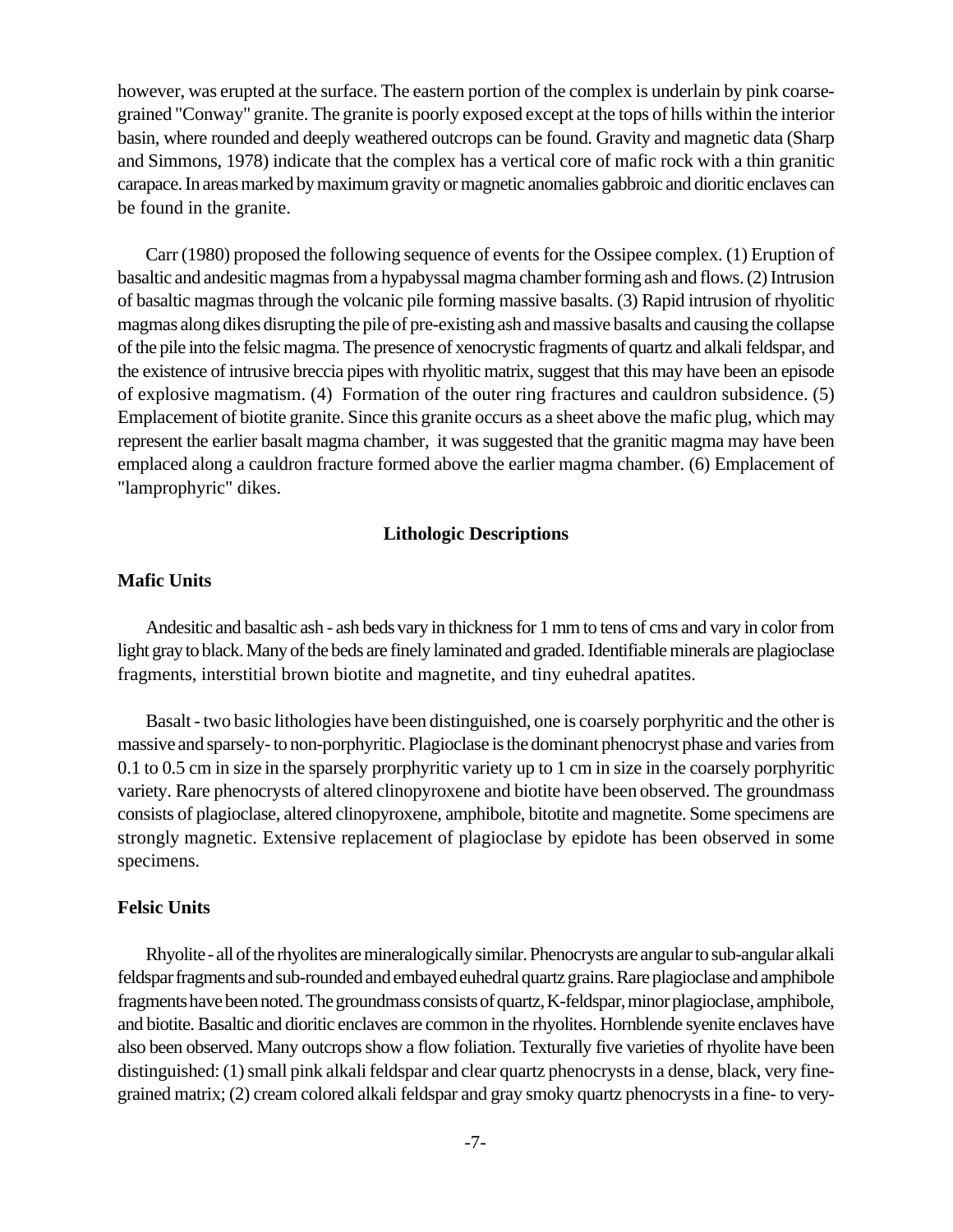however, was erupted at the surface. The eastern portion of the complex is underlain by pink coarse-grained "Conway" granite. The granite is poorly exposed except at the tops of hills within the interior basin, where rounded and deeply weathered outcrops can be found. Gravity and magnetic data (Sharp and Simmons, 1978) indicate that the complex has a vertical core of mafic rock with a thin granitic carapace. In areas marked by maximum gravity or magnetic anomalies gabbroic and dioritic enclaves can be found in the granite.

Carr (1980) proposed the following sequence of events for the Ossipee complex. (1) Eruption of basaltic and andesitic magmas from a hypabyssal magma chamber forming ash and flows. (2) Intrusion of basaltic magmas through the volcanic pile forming massive basalts. (3) Rapid intrusion of rhyolitic magmas along dikes disrupting the pile of pre-existing ash and massive basalts and causing the collapse of the pile into the felsic magma. The presence of xenocrystic fragments of quartz and alkali feldspar, and the existence of intrusive breccia pipes with rhyolitic matrix, suggest that this may have been an episode of explosive magmatism. (4) Formation of the outer ring fractures and cauldron subsidence. (5) Emplacement of biotite granite. Since this granite occurs as a sheet above the mafic plug, which may represent the earlier basalt magma chamber, it was suggested that the granitic magma may have been emplaced along a cauldron fracture formed above the earlier magma chamber. (6) Emplacement of "lamprophyric" dikes.

## Lithologic Descriptions

### Mafic Units

Andesitic and basaltic ash - ash beds vary in thickness for 1 mm to tens of cms and vary in color from light gray to black. Many of the beds are finely laminated and graded. Identifiable minerals are plagioclase fragments, interstitial brown biotite and magnetite, and tiny euhedral apatites.

Basalt - two basic lithologies have been distinguished, one is coarsely porphyritic and the other is massive and sparsely- to non-porphyritic. Plagioclase is the dominant phenocryst phase and varies from 0.1 to 0.5 cm in size in the sparsely prorphyritic variety up to 1 cm in size in the coarsely porphyritic variety. Rare phenocrysts of altered clinopyroxene and biotite have been observed. The groundmass consists of plagioclase, altered clinopyroxene, amphibole, bitotite and magnetite. Some specimens are strongly magnetic. Extensive replacement of plagioclase by epidote has been observed in some specimens.

### Felsic Units

Rhyolite - all of the rhyolites are mineralogically similar. Phenocrysts are angular to sub-angular alkali feldspar fragments and sub-rounded and embayed euhedral quartz grains. Rare plagioclase and amphibole fragments have been noted. The groundmass consists of quartz, K-feldspar, minor plagioclase, amphibole, and biotite. Basaltic and dioritic enclaves are common in the rhyolites. Hornblende syenite enclaves have also been observed. Many outcrops show a flow foliation. Texturally five varieties of rhyolite have been distinguished: (1) small pink alkali feldspar and clear quartz phenocrysts in a dense, black, very fine-grained matrix; (2) cream colored alkali feldspar and gray smoky quartz phenocrysts in a fine- to very-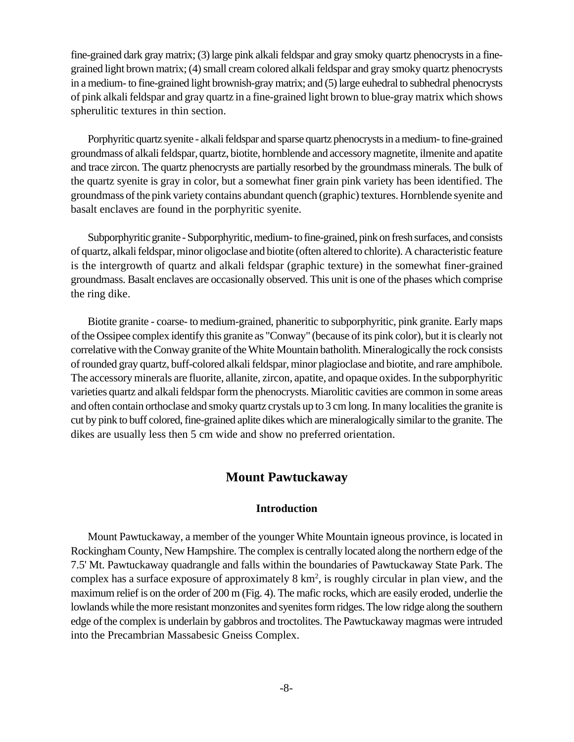fine-grained dark gray matrix; (3) large pink alkali feldspar and gray smoky quartz phenocrysts in a fine-grained light brown matrix; (4) small cream colored alkali feldspar and gray smoky quartz phenocrysts in a medium- to fine-grained light brownish-gray matrix; and (5) large euhedral to subhedral phenocrysts of pink alkali feldspar and gray quartz in a fine-grained light brown to blue-gray matrix which shows spherulitic textures in thin section.

Porphyritic quartz syenite - alkali feldspar and sparse quartz phenocrysts in a medium- to fine-grained groundmass of alkali feldspar, quartz, biotite, hornblende and accessory magnetite, ilmenite and apatite and trace zircon. The quartz phenocrysts are partially resorbed by the groundmass minerals. The bulk of the quartz syenite is gray in color, but a somewhat finer grain pink variety has been identified. The groundmass of the pink variety contains abundant quench (graphic) textures. Hornblende syenite and basalt enclaves are found in the porphyritic syenite.

Subporphyritic granite - Subporphyritic, medium- to fine-grained, pink on fresh surfaces, and consists of quartz, alkali feldspar, minor oligoclase and biotite (often altered to chlorite). A characteristic feature is the intergrowth of quartz and alkali feldspar (graphic texture) in the somewhat finer-grained groundmass. Basalt enclaves are occasionally observed. This unit is one of the phases which comprise the ring dike.

Biotite granite - coarse- to medium-grained, phaneritic to subporphyritic, pink granite. Early maps of the Ossipee complex identify this granite as "Conway" (because of its pink color), but it is clearly not correlative with the Conway granite of the White Mountain batholith. Mineralogically the rock consists of rounded gray quartz, buff-colored alkali feldspar, minor plagioclase and biotite, and rare amphibole. The accessory minerals are fluorite, allanite, zircon, apatite, and opaque oxides. In the subporphyritic varieties quartz and alkali feldspar form the phenocrysts. Miarolitic cavities are common in some areas and often contain orthoclase and smoky quartz crystals up to 3 cm long. In many localities the granite is cut by pink to buff colored, fine-grained aplite dikes which are mineralogically similar to the granite. The dikes are usually less then 5 cm wide and show no preferred orientation.

## Mount Pawtuckaway

### Introduction

Mount Pawtuckaway, a member of the younger White Mountain igneous province, is located in Rockingham County, New Hampshire. The complex is centrally located along the northern edge of the 7.5' Mt. Pawtuckaway quadrangle and falls within the boundaries of Pawtuckaway State Park. The complex has a surface exposure of approximately 8 $km^2$, is roughly circular in plan view, and the maximum relief is on the order of 200 m (Fig. 4). The mafic rocks, which are easily eroded, underlie the lowlands while the more resistant monzonites and syenites form ridges. The low ridge along the southern edge of the complex is underlain by gabbros and troctolites. The Pawtuckaway magmas were intruded into the Precambrian Massabesic Gneiss Complex.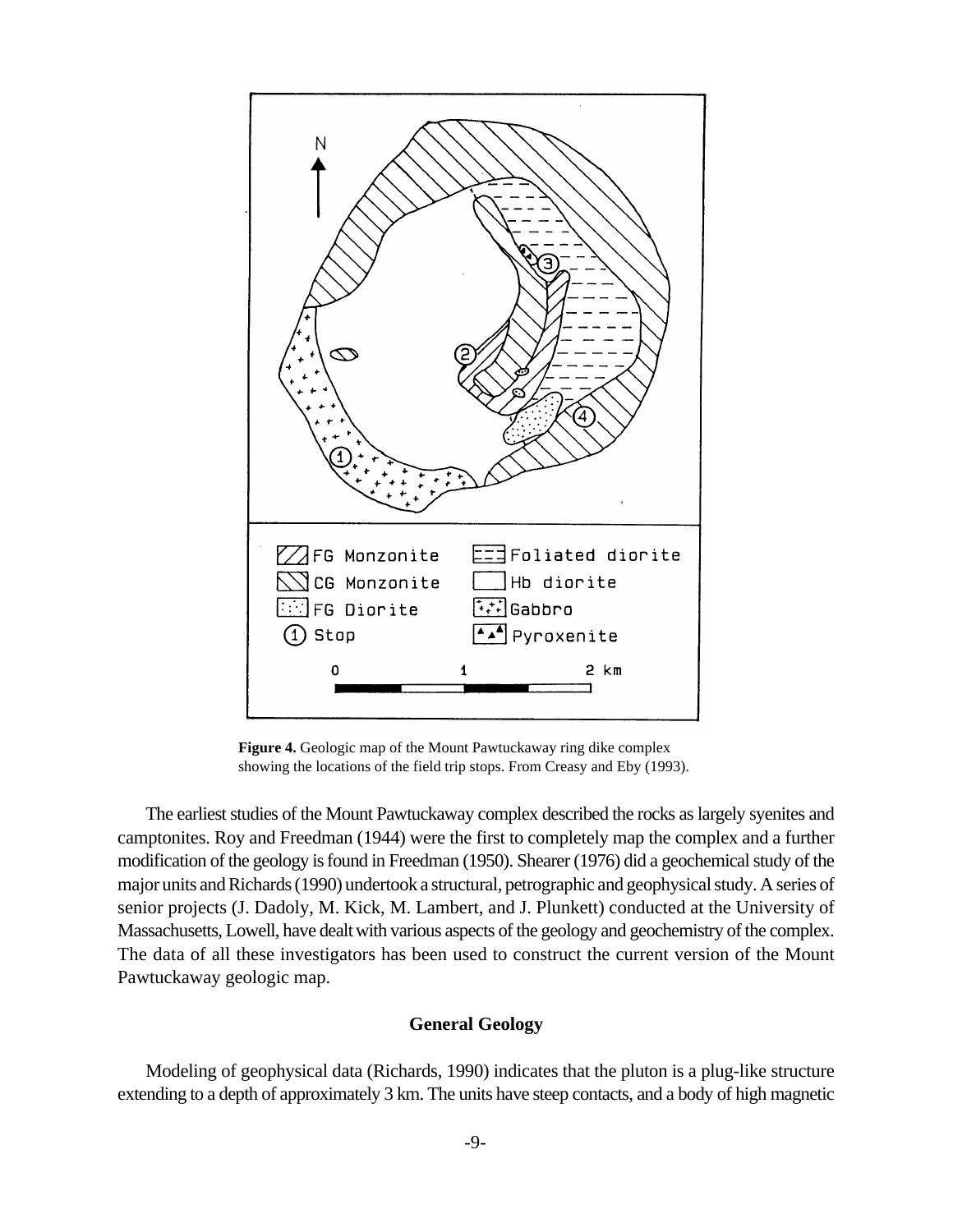**Figure 4.** Geologic map of the Mount Pawtuckaway ring dike complex showing the locations of the field trip stops. From Creasy and Eby (1993).

The earliest studies of the Mount Pawtuckaway complex described the rocks as largely syenites and camptonites. Roy and Freedman (1944) were the first to completely map the complex and a further modification of the geology is found in Freedman (1950). Shearer (1976) did a geochemical study of the major units and Richards (1990) undertook a structural, petrographic and geophysical study. A series of senior projects (J. Dadoly, M. Kick, M. Lambert, and J. Plunkett) conducted at the University of Massachusetts, Lowell, have dealt with various aspects of the geology and geochemistry of the complex. The data of all these investigators has been used to construct the current version of the Mount Pawtuckaway geologic map.

## General Geology

Modeling of geophysical data (Richards, 1990) indicates that the pluton is a plug-like structure extending to a depth of approximately 3 km. The units have steep contacts, and a body of high magnetic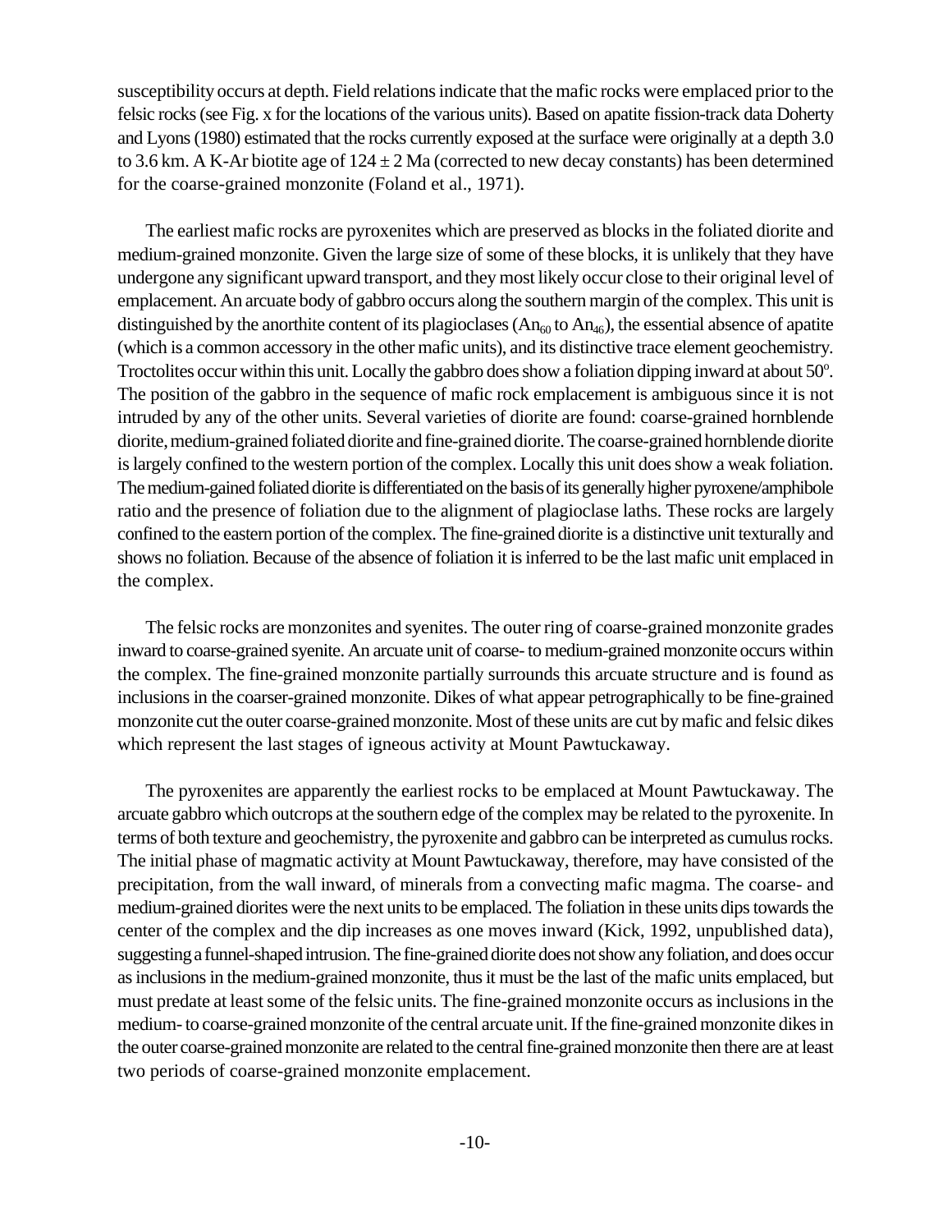susceptibility occurs at depth. Field relations indicate that the mafic rocks were emplaced prior to the felsic rocks (see Fig. x for the locations of the various units). Based on apatite fission-track data Doherty and Lyons (1980) estimated that the rocks currently exposed at the surface were originally at a depth 3.0 to 3.6 km. A K-Ar biotite age of $124 \pm 2$ Ma (corrected to new decay constants) has been determined for the coarse-grained monzonite (Foland et al., 1971).

The earliest mafic rocks are pyroxenites which are preserved as blocks in the foliated diorite and medium-grained monzonite. Given the large size of some of these blocks, it is unlikely that they have undergone any significant upward transport, and they most likely occur close to their original level of emplacement. An arcuate body of gabbro occurs along the southern margin of the complex. This unit is distinguished by the anorthite content of its plagioclases ($An_{60}$ to $An_{46}$), the essential absence of apatite (which is a common accessory in the other mafic units), and its distinctive trace element geochemistry. Troctolites occur within this unit. Locally the gabbro does show a foliation dipping inward at about 50°. The position of the gabbro in the sequence of mafic rock emplacement is ambiguous since it is not intruded by any of the other units. Several varieties of diorite are found: coarse-grained hornblende diorite, medium-grained foliated diorite and fine-grained diorite. The coarse-grained hornblende diorite is largely confined to the western portion of the complex. Locally this unit does show a weak foliation. The medium-gained foliated diorite is differentiated on the basis of its generally higher pyroxene/amphibole ratio and the presence of foliation due to the alignment of plagioclase laths. These rocks are largely confined to the eastern portion of the complex. The fine-grained diorite is a distinctive unit texturally and shows no foliation. Because of the absence of foliation it is inferred to be the last mafic unit emplaced in the complex.

The felsic rocks are monzonites and syenites. The outer ring of coarse-grained monzonite grades inward to coarse-grained syenite. An arcuate unit of coarse- to medium-grained monzonite occurs within the complex. The fine-grained monzonite partially surrounds this arcuate structure and is found as inclusions in the coarser-grained monzonite. Dikes of what appear petrographically to be fine-grained monzonite cut the outer coarse-grained monzonite. Most of these units are cut by mafic and felsic dikes which represent the last stages of igneous activity at Mount Pawtuckaway.

The pyroxenites are apparently the earliest rocks to be emplaced at Mount Pawtuckaway. The arcuate gabbro which outcrops at the southern edge of the complex may be related to the pyroxenite. In terms of both texture and geochemistry, the pyroxenite and gabbro can be interpreted as cumulus rocks. The initial phase of magmatic activity at Mount Pawtuckaway, therefore, may have consisted of the precipitation, from the wall inward, of minerals from a convecting mafic magma. The coarse- and medium-grained diorites were the next units to be emplaced. The foliation in these units dips towards the center of the complex and the dip increases as one moves inward (Kick, 1992, unpublished data), suggesting a funnel-shaped intrusion. The fine-grained diorite does not show any foliation, and does occur as inclusions in the medium-grained monzonite, thus it must be the last of the mafic units emplaced, but must predate at least some of the felsic units. The fine-grained monzonite occurs as inclusions in the medium- to coarse-grained monzonite of the central arcuate unit. If the fine-grained monzonite dikes in the outer coarse-grained monzonite are related to the central fine-grained monzonite then there are at least two periods of coarse-grained monzonite emplacement.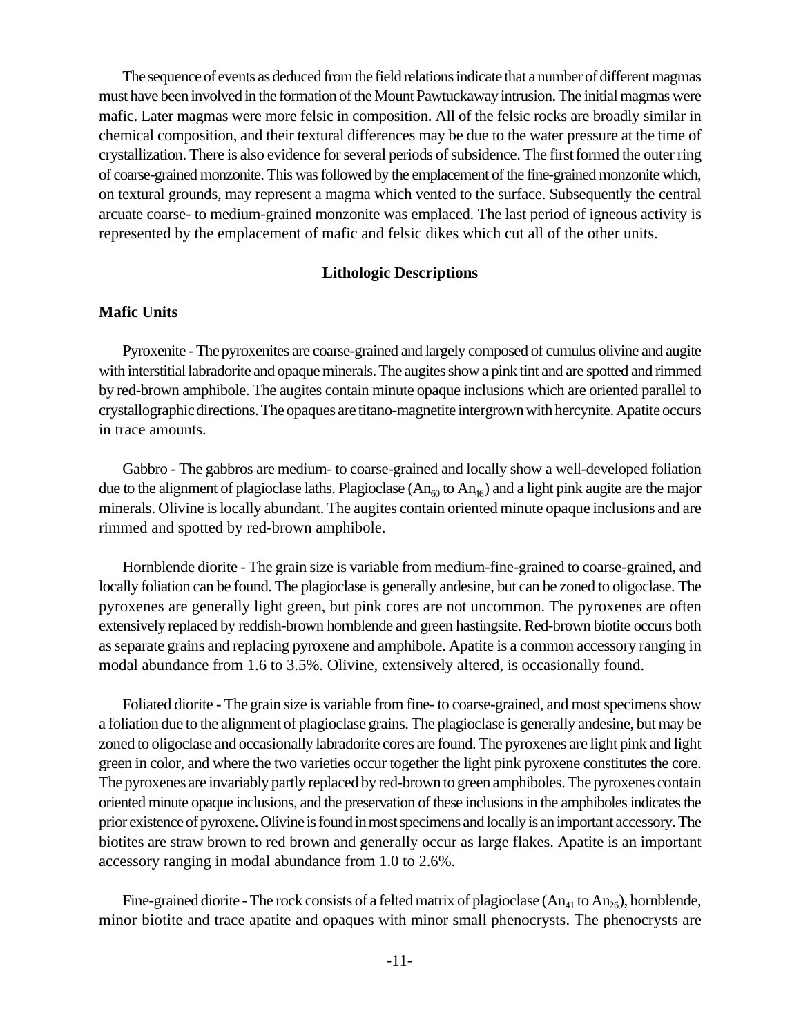The sequence of events as deduced from the field relations indicate that a number of different magmas must have been involved in the formation of the Mount Pawtuckaway intrusion. The initial magmas were mafic. Later magmas were more felsic in composition. All of the felsic rocks are broadly similar in chemical composition, and their textural differences may be due to the water pressure at the time of crystallization. There is also evidence for several periods of subsidence. The first formed the outer ring of coarse-grained monzonite. This was followed by the emplacement of the fine-grained monzonite which, on textural grounds, may represent a magma which vented to the surface. Subsequently the central arcuate coarse- to medium-grained monzonite was emplaced. The last period of igneous activity is represented by the emplacement of mafic and felsic dikes which cut all of the other units.

## Lithologic Descriptions

### Mafic Units

Pyroxenite - The pyroxenites are coarse-grained and largely composed of cumulus olivine and augite with interstitial labradorite and opaque minerals. The augites show a pink tint and are spotted and rimmed by red-brown amphibole. The augites contain minute opaque inclusions which are oriented parallel to crystallographic directions. The opaques are titano-magnetite intergrown with hercynite. Apatite occurs in trace amounts.

Gabbro - The gabbros are medium- to coarse-grained and locally show a well-developed foliation due to the alignment of plagioclase laths. Plagioclase ($An_{60}$ to $An_{46}$) and a light pink augite are the major minerals. Olivine is locally abundant. The augites contain oriented minute opaque inclusions and are rimmed and spotted by red-brown amphibole.

Hornblende diorite - The grain size is variable from medium-fine-grained to coarse-grained, and locally foliation can be found. The plagioclase is generally andesine, but can be zoned to oligoclase. The pyroxenes are generally light green, but pink cores are not uncommon. The pyroxenes are often extensively replaced by reddish-brown hornblende and green hastingsite. Red-brown biotite occurs both as separate grains and replacing pyroxene and amphibole. Apatite is a common accessory ranging in modal abundance from 1.6 to 3.5%. Olivine, extensively altered, is occasionally found.

Foliated diorite - The grain size is variable from fine- to coarse-grained, and most specimens show a foliation due to the alignment of plagioclase grains. The plagioclase is generally andesine, but may be zoned to oligoclase and occasionally labradorite cores are found. The pyroxenes are light pink and light green in color, and where the two varieties occur together the light pink pyroxene constitutes the core. The pyroxenes are invariably partly replaced by red-brown to green amphiboles. The pyroxenes contain oriented minute opaque inclusions, and the preservation of these inclusions in the amphiboles indicates the prior existence of pyroxene. Olivine is found in most specimens and locally is an important accessory. The biotites are straw brown to red brown and generally occur as large flakes. Apatite is an important accessory ranging in modal abundance from 1.0 to 2.6%.

Fine-grained diorite - The rock consists of a felted matrix of plagioclase ($An_{41}$ to $An_{26}$), hornblende, minor biotite and trace apatite and opaques with minor small phenocrysts. The phenocrysts are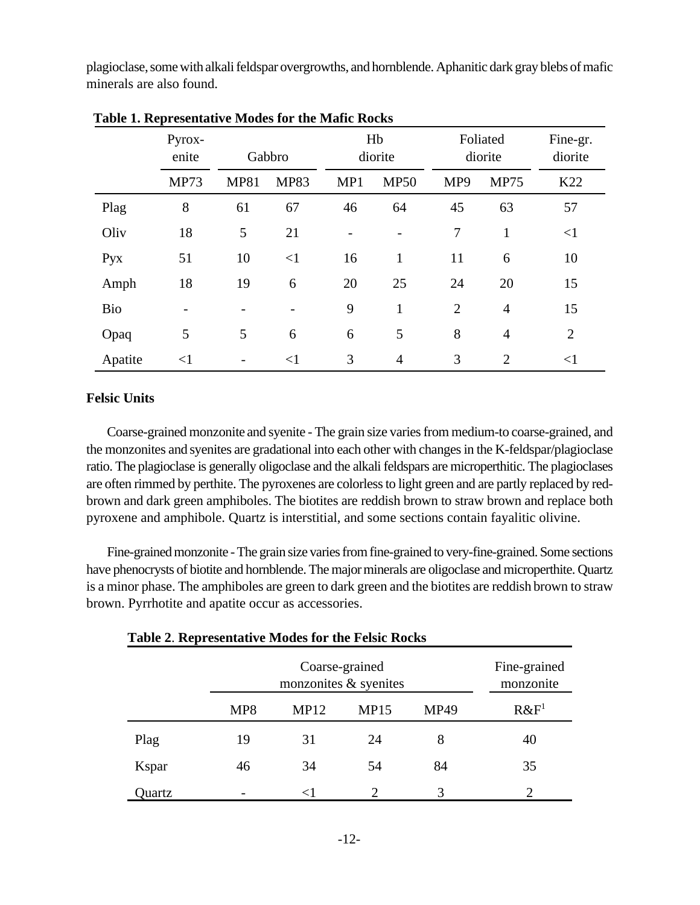plagioclase, some with alkali feldspar overgrowths, and hornblende. Aphanitic dark gray blebs of mafic minerals are also found.

**Table 1. Representative Modes for the Mafic Rocks**

| | Pyrox-enite | Gabbro | | Hb diorite | | Foliated diorite | | Fine-gr. diorite |
|---|---|---|---|---|---|---|---|---|
| | MP73 | MP81 | MP83 | MP1 | MP50 | MP9 | MP75 | K22 |
| Plag | 8 | 61 | 67 | 46 | 64 | 45 | 63 | 57 |
| Oliv | 18 | 5 | 21 | - | - | 7 | 1 | <1 |
| Pyx | 51 | 10 | <1 | 16 | 1 | 11 | 6 | 10 |
| Amph | 18 | 19 | 6 | 20 | 25 | 24 | 20 | 15 |
| Bio | - | - | - | 9 | 1 | 2 | 4 | 15 |
| Opaq | 5 | 5 | 6 | 6 | 5 | 8 | 4 | 2 |
| Apatite | <1 | - | <1 | 3 | 4 | 3 | 2 | <1 |

### Felsic Units

Coarse-grained monzonite and syenite - The grain size varies from medium-to coarse-grained, and the monzonites and syenites are gradational into each other with changes in the K-feldspar/plagioclase ratio. The plagioclase is generally oligoclase and the alkali feldspars are microperthitic. The plagioclases are often rimmed by perthite. The pyroxenes are colorless to light green and are partly replaced by red-brown and dark green amphiboles. The biotites are reddish brown to straw brown and replace both pyroxene and amphibole. Quartz is interstitial, and some sections contain fayalitic olivine.

Fine-grained monzonite - The grain size varies from fine-grained to very-fine-grained. Some sections have phenocrysts of biotite and hornblende. The major minerals are oligoclase and microperthite. Quartz is a minor phase. The amphiboles are green to dark green and the biotites are reddish brown to straw brown. Pyrrhotite and apatite occur as accessories.

**Table 2. Representative Modes for the Felsic Rocks**

| | Coarse-grained monzonites & syenites | | | | Fine-grained monzonite |
|---|---|---|---|---|---|
| | MP8 | MP12 | MP15 | MP49 | R&F[1] |
| Plag | 19 | 31 | 24 | 8 | 40 |
| Kspar | 46 | 34 | 54 | 84 | 35 |
| Quartz | - | <1 | 2 | 3 | 2 |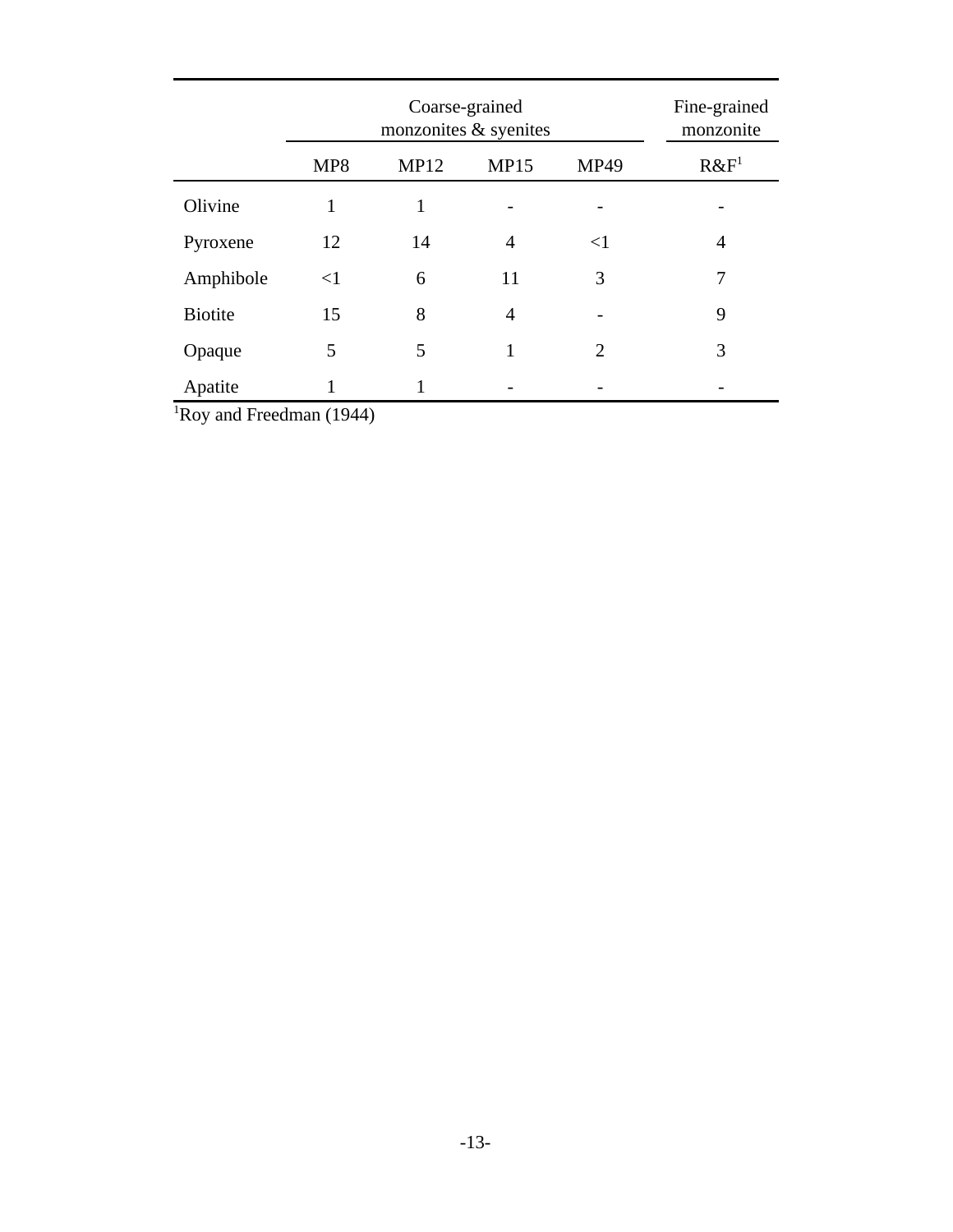| | Coarse-grained monzonites & syenites | | | | Fine-grained monzonite |
|---|---|---|---|---|---|
| | MP8 | MP12 | MP15 | MP49 | R&F[1] |
| Olivine | 1 | 1 | - | - | - |
| Pyroxene | 12 | 14 | 4 | <1 | 4 |
| Amphibole | <1 | 6 | 11 | 3 | 7 |
| Biotite | 15 | 8 | 4 | - | 9 |
| Opaque | 5 | 5 | 1 | 2 | 3 |
| Apatite | 1 | 1 | - | - | - |

[1]Roy and Freedman (1944)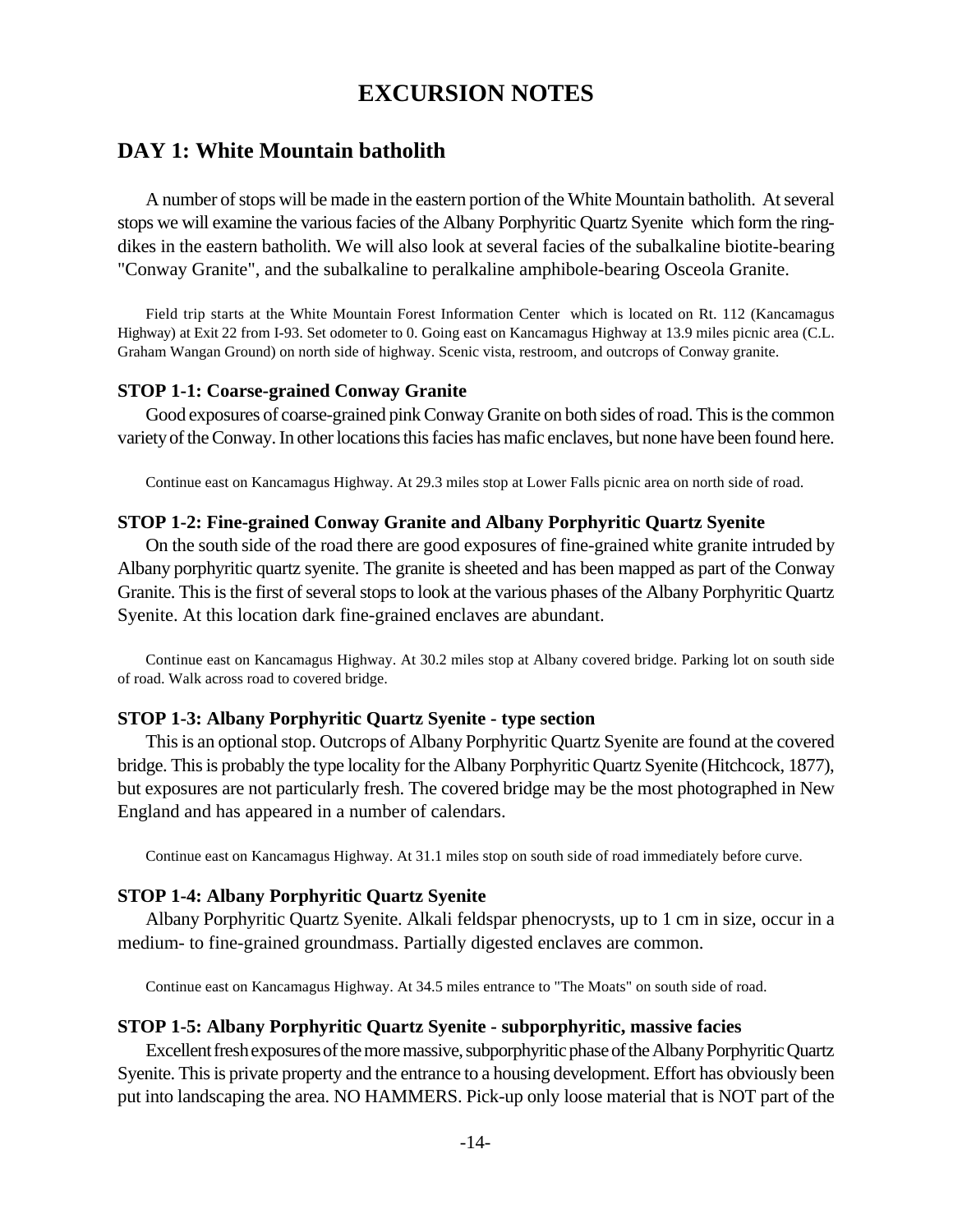# EXCURSION NOTES

## DAY 1: White Mountain batholith

A number of stops will be made in the eastern portion of the White Mountain batholith. At several stops we will examine the various facies of the Albany Porphyritic Quartz Syenite which form the ring-dikes in the eastern batholith. We will also look at several facies of the subalkaline biotite-bearing "Conway Granite", and the subalkaline to peralkaline amphibole-bearing Osceola Granite.

Field trip starts at the White Mountain Forest Information Center which is located on Rt. 112 (Kancamagus Highway) at Exit 22 from I-93. Set odometer to 0. Going east on Kancamagus Highway at 13.9 miles picnic area (C.L. Graham Wangan Ground) on north side of highway. Scenic vista, restroom, and outcrops of Conway granite.

### STOP 1-1: Coarse-grained Conway Granite

Good exposures of coarse-grained pink Conway Granite on both sides of road. This is the common variety of the Conway. In other locations this facies has mafic enclaves, but none have been found here.

Continue east on Kancamagus Highway. At 29.3 miles stop at Lower Falls picnic area on north side of road.

### STOP 1-2: Fine-grained Conway Granite and Albany Porphyritic Quartz Syenite

On the south side of the road there are good exposures of fine-grained white granite intruded by Albany porphyritic quartz syenite. The granite is sheeted and has been mapped as part of the Conway Granite. This is the first of several stops to look at the various phases of the Albany Porphyritic Quartz Syenite. At this location dark fine-grained enclaves are abundant.

Continue east on Kancamagus Highway. At 30.2 miles stop at Albany covered bridge. Parking lot on south side of road. Walk across road to covered bridge.

### STOP 1-3: Albany Porphyritic Quartz Syenite - type section

This is an optional stop. Outcrops of Albany Porphyritic Quartz Syenite are found at the covered bridge. This is probably the type locality for the Albany Porphyritic Quartz Syenite (Hitchcock, 1877), but exposures are not particularly fresh. The covered bridge may be the most photographed in New England and has appeared in a number of calendars.

Continue east on Kancamagus Highway. At 31.1 miles stop on south side of road immediately before curve.

### STOP 1-4: Albany Porphyritic Quartz Syenite

Albany Porphyritic Quartz Syenite. Alkali feldspar phenocrysts, up to 1 cm in size, occur in a medium- to fine-grained groundmass. Partially digested enclaves are common.

Continue east on Kancamagus Highway. At 34.5 miles entrance to "The Moats" on south side of road.

### STOP 1-5: Albany Porphyritic Quartz Syenite - subporphyritic, massive facies

Excellent fresh exposures of the more massive, subporphyritic phase of the Albany Porphyritic Quartz Syenite. This is private property and the entrance to a housing development. Effort has obviously been put into landscaping the area. NO HAMMERS. Pick-up only loose material that is NOT part of the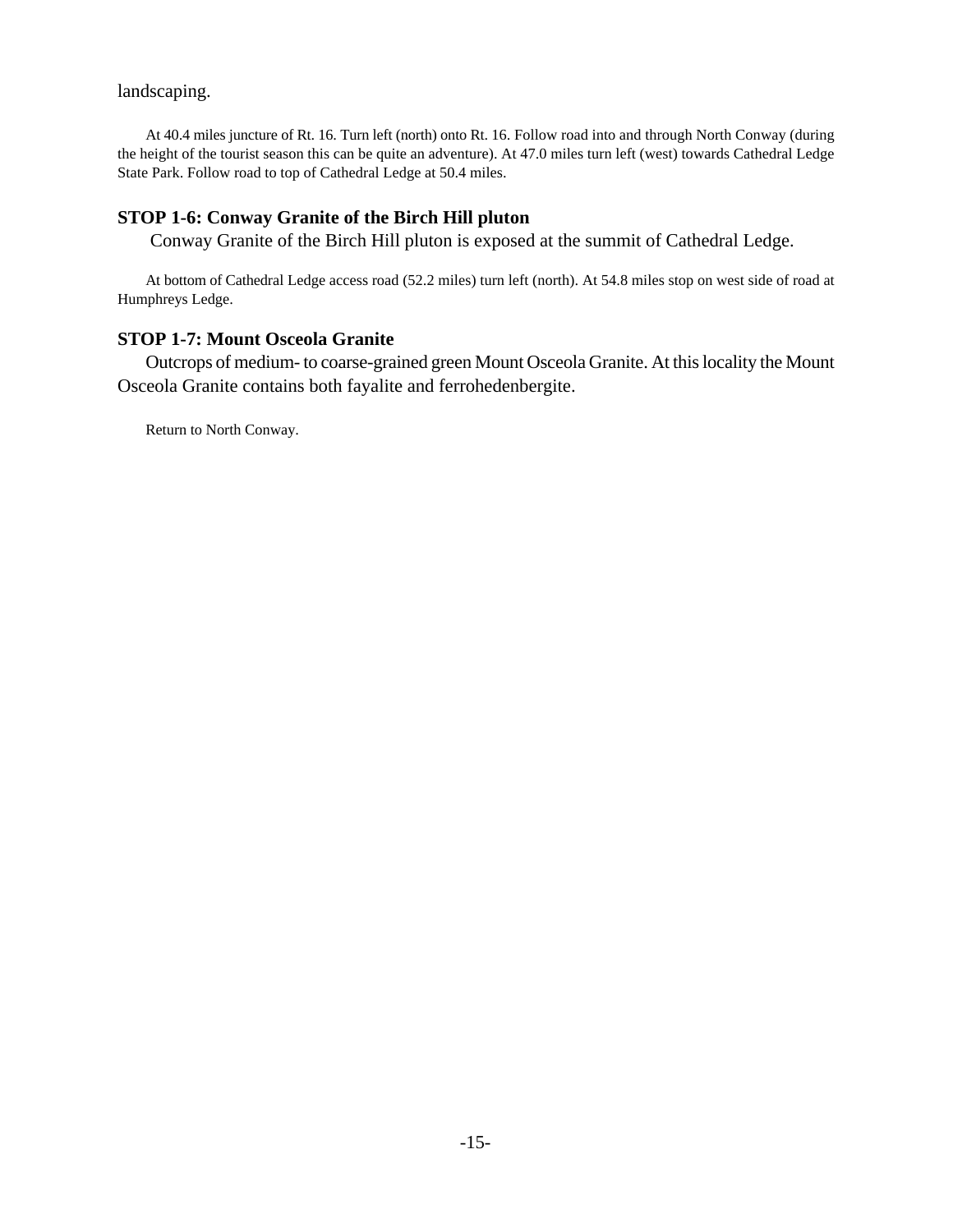landscaping.

At 40.4 miles juncture of Rt. 16. Turn left (north) onto Rt. 16. Follow road into and through North Conway (during the height of the tourist season this can be quite an adventure). At 47.0 miles turn left (west) towards Cathedral Ledge State Park. Follow road to top of Cathedral Ledge at 50.4 miles.

### STOP 1-6: Conway Granite of the Birch Hill pluton

Conway Granite of the Birch Hill pluton is exposed at the summit of Cathedral Ledge.

At bottom of Cathedral Ledge access road (52.2 miles) turn left (north). At 54.8 miles stop on west side of road at Humphreys Ledge.

### STOP 1-7: Mount Osceola Granite

Outcrops of medium- to coarse-grained green Mount Osceola Granite. At this locality the Mount Osceola Granite contains both fayalite and ferrohedenbergite.

Return to North Conway.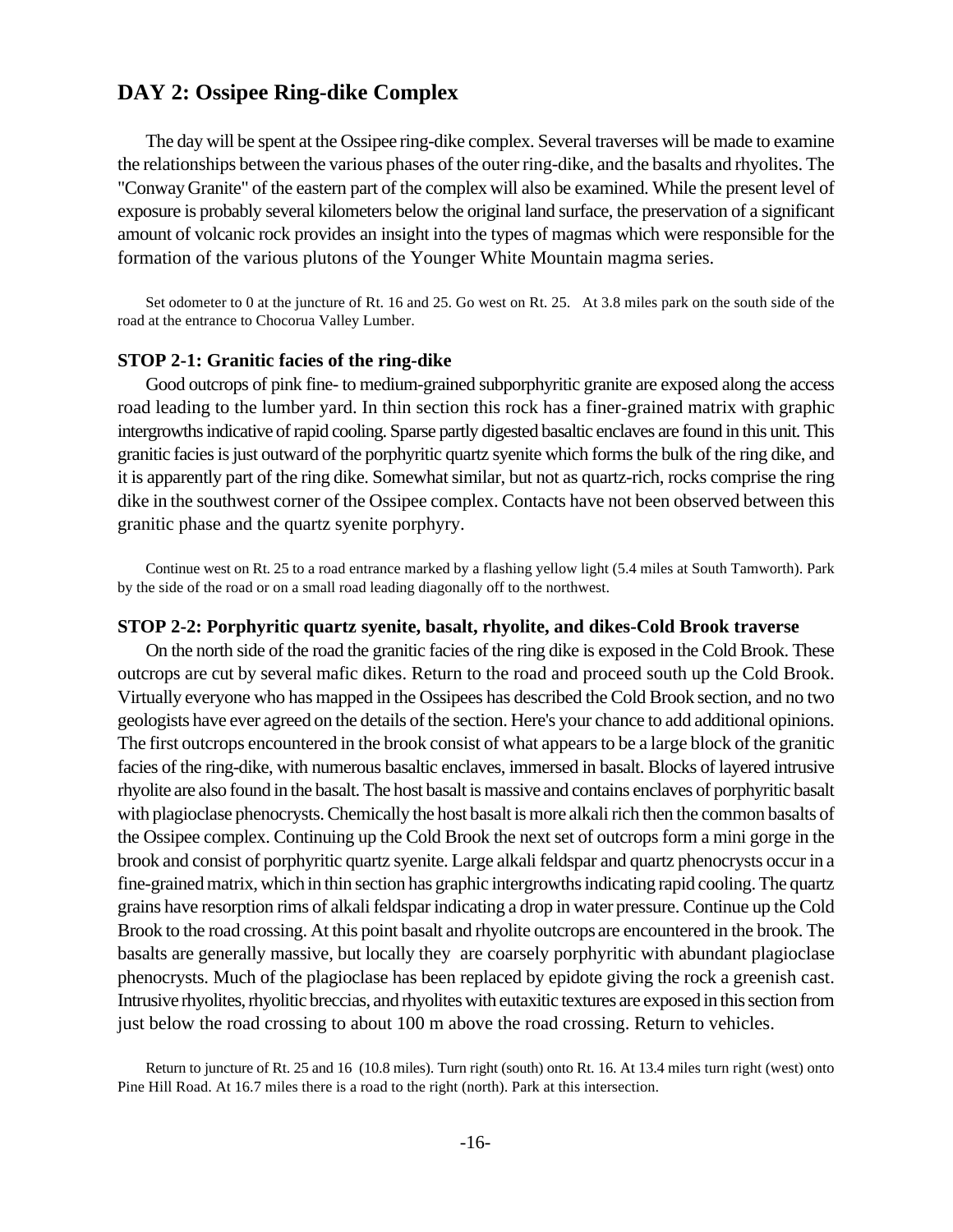## DAY 2: Ossipee Ring-dike Complex

The day will be spent at the Ossipee ring-dike complex. Several traverses will be made to examine the relationships between the various phases of the outer ring-dike, and the basalts and rhyolites. The "Conway Granite" of the eastern part of the complex will also be examined. While the present level of exposure is probably several kilometers below the original land surface, the preservation of a significant amount of volcanic rock provides an insight into the types of magmas which were responsible for the formation of the various plutons of the Younger White Mountain magma series.

Set odometer to 0 at the juncture of Rt. 16 and 25. Go west on Rt. 25. At 3.8 miles park on the south side of the road at the entrance to Chocorua Valley Lumber.

### STOP 2-1: Granitic facies of the ring-dike

Good outcrops of pink fine- to medium-grained subporphyritic granite are exposed along the access road leading to the lumber yard. In thin section this rock has a finer-grained matrix with graphic intergrowths indicative of rapid cooling. Sparse partly digested basaltic enclaves are found in this unit. This granitic facies is just outward of the porphyritic quartz syenite which forms the bulk of the ring dike, and it is apparently part of the ring dike. Somewhat similar, but not as quartz-rich, rocks comprise the ring dike in the southwest corner of the Ossipee complex. Contacts have not been observed between this granitic phase and the quartz syenite porphyry.

Continue west on Rt. 25 to a road entrance marked by a flashing yellow light (5.4 miles at South Tamworth). Park by the side of the road or on a small road leading diagonally off to the northwest.

### STOP 2-2: Porphyritic quartz syenite, basalt, rhyolite, and dikes-Cold Brook traverse

On the north side of the road the granitic facies of the ring dike is exposed in the Cold Brook. These outcrops are cut by several mafic dikes. Return to the road and proceed south up the Cold Brook. Virtually everyone who has mapped in the Ossipees has described the Cold Brook section, and no two geologists have ever agreed on the details of the section. Here's your chance to add additional opinions. The first outcrops encountered in the brook consist of what appears to be a large block of the granitic facies of the ring-dike, with numerous basaltic enclaves, immersed in basalt. Blocks of layered intrusive rhyolite are also found in the basalt. The host basalt is massive and contains enclaves of porphyritic basalt with plagioclase phenocrysts. Chemically the host basalt is more alkali rich then the common basalts of the Ossipee complex. Continuing up the Cold Brook the next set of outcrops form a mini gorge in the brook and consist of porphyritic quartz syenite. Large alkali feldspar and quartz phenocrysts occur in a fine-grained matrix, which in thin section has graphic intergrowths indicating rapid cooling. The quartz grains have resorption rims of alkali feldspar indicating a drop in water pressure. Continue up the Cold Brook to the road crossing. At this point basalt and rhyolite outcrops are encountered in the brook. The basalts are generally massive, but locally they are coarsely porphyritic with abundant plagioclase phenocrysts. Much of the plagioclase has been replaced by epidote giving the rock a greenish cast. Intrusive rhyolites, rhyolitic breccias, and rhyolites with eutaxitic textures are exposed in this section from just below the road crossing to about 100 m above the road crossing. Return to vehicles.

Return to juncture of Rt. 25 and 16 (10.8 miles). Turn right (south) onto Rt. 16. At 13.4 miles turn right (west) onto Pine Hill Road. At 16.7 miles there is a road to the right (north). Park at this intersection.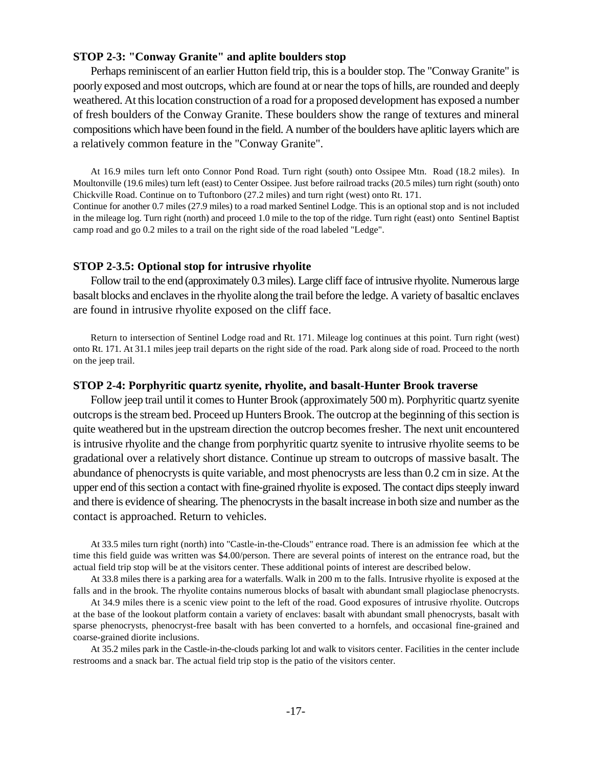### STOP 2-3: "Conway Granite" and aplite boulders stop

Perhaps reminiscent of an earlier Hutton field trip, this is a boulder stop. The "Conway Granite" is poorly exposed and most outcrops, which are found at or near the tops of hills, are rounded and deeply weathered. At this location construction of a road for a proposed development has exposed a number of fresh boulders of the Conway Granite. These boulders show the range of textures and mineral compositions which have been found in the field. A number of the boulders have aplitic layers which are a relatively common feature in the "Conway Granite".

At 16.9 miles turn left onto Connor Pond Road. Turn right (south) onto Ossipee Mtn. Road (18.2 miles). In Moultonville (19.6 miles) turn left (east) to Center Ossipee. Just before railroad tracks (20.5 miles) turn right (south) onto Chickville Road. Continue on to Tuftonboro (27.2 miles) and turn right (west) onto Rt. 171.

Continue for another 0.7 miles (27.9 miles) to a road marked Sentinel Lodge. This is an optional stop and is not included in the mileage log. Turn right (north) and proceed 1.0 mile to the top of the ridge. Turn right (east) onto Sentinel Baptist camp road and go 0.2 miles to a trail on the right side of the road labeled "Ledge".

### STOP 2-3.5: Optional stop for intrusive rhyolite

Follow trail to the end (approximately 0.3 miles). Large cliff face of intrusive rhyolite. Numerous large basalt blocks and enclaves in the rhyolite along the trail before the ledge. A variety of basaltic enclaves are found in intrusive rhyolite exposed on the cliff face.

Return to intersection of Sentinel Lodge road and Rt. 171. Mileage log continues at this point. Turn right (west) onto Rt. 171. At 31.1 miles jeep trail departs on the right side of the road. Park along side of road. Proceed to the north on the jeep trail.

### STOP 2-4: Porphyritic quartz syenite, rhyolite, and basalt-Hunter Brook traverse

Follow jeep trail until it comes to Hunter Brook (approximately 500 m). Porphyritic quartz syenite outcrops is the stream bed. Proceed up Hunters Brook. The outcrop at the beginning of this section is quite weathered but in the upstream direction the outcrop becomes fresher. The next unit encountered is intrusive rhyolite and the change from porphyritic quartz syenite to intrusive rhyolite seems to be gradational over a relatively short distance. Continue up stream to outcrops of massive basalt. The abundance of phenocrysts is quite variable, and most phenocrysts are less than 0.2 cm in size. At the upper end of this section a contact with fine-grained rhyolite is exposed. The contact dips steeply inward and there is evidence of shearing. The phenocrysts in the basalt increase in both size and number as the contact is approached. Return to vehicles.

At 33.5 miles turn right (north) into "Castle-in-the-Clouds" entrance road. There is an admission fee which at the time this field guide was written was $4.00/person. There are several points of interest on the entrance road, but the actual field trip stop will be at the visitors center. These additional points of interest are described below.

At 33.8 miles there is a parking area for a waterfalls. Walk in 200 m to the falls. Intrusive rhyolite is exposed at the falls and in the brook. The rhyolite contains numerous blocks of basalt with abundant small plagioclase phenocrysts.

At 34.9 miles there is a scenic view point to the left of the road. Good exposures of intrusive rhyolite. Outcrops at the base of the lookout platform contain a variety of enclaves: basalt with abundant small phenocrysts, basalt with sparse phenocrysts, phenocryst-free basalt with has been converted to a hornfels, and occasional fine-grained and coarse-grained diorite inclusions.

At 35.2 miles park in the Castle-in-the-clouds parking lot and walk to visitors center. Facilities in the center include restrooms and a snack bar. The actual field trip stop is the patio of the visitors center.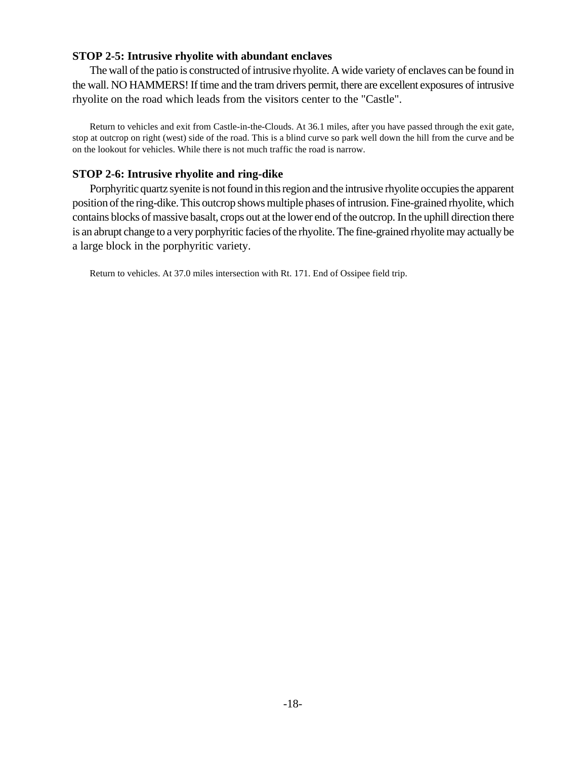### STOP 2-5: Intrusive rhyolite with abundant enclaves

The wall of the patio is constructed of intrusive rhyolite. A wide variety of enclaves can be found in the wall. NO HAMMERS! If time and the tram drivers permit, there are excellent exposures of intrusive rhyolite on the road which leads from the visitors center to the "Castle".

Return to vehicles and exit from Castle-in-the-Clouds. At 36.1 miles, after you have passed through the exit gate, stop at outcrop on right (west) side of the road. This is a blind curve so park well down the hill from the curve and be on the lookout for vehicles. While there is not much traffic the road is narrow.

### STOP 2-6: Intrusive rhyolite and ring-dike

Porphyritic quartz syenite is not found in this region and the intrusive rhyolite occupies the apparent position of the ring-dike. This outcrop shows multiple phases of intrusion. Fine-grained rhyolite, which contains blocks of massive basalt, crops out at the lower end of the outcrop. In the uphill direction there is an abrupt change to a very porphyritic facies of the rhyolite. The fine-grained rhyolite may actually be a large block in the porphyritic variety.

Return to vehicles. At 37.0 miles intersection with Rt. 171. End of Ossipee field trip.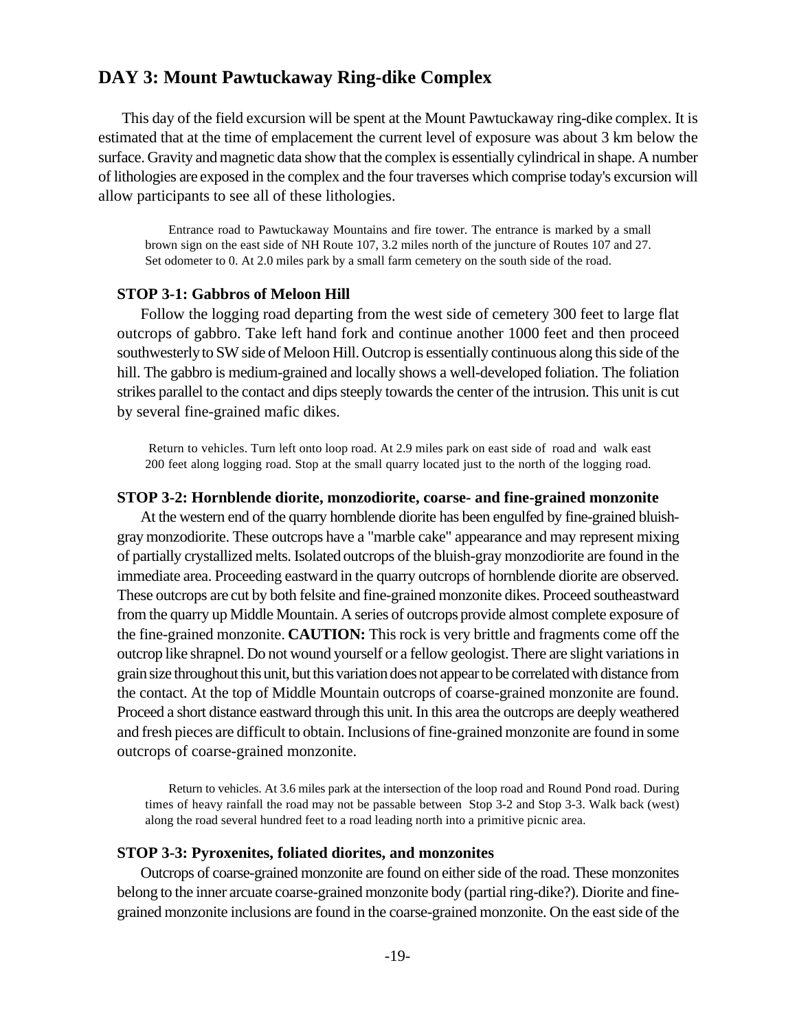## DAY 3: Mount Pawtuckaway Ring-dike Complex

This day of the field excursion will be spent at the Mount Pawtuckaway ring-dike complex. It is estimated that at the time of emplacement the current level of exposure was about 3 km below the surface. Gravity and magnetic data show that the complex is essentially cylindrical in shape. A number of lithologies are exposed in the complex and the four traverses which comprise today's excursion will allow participants to see all of these lithologies.

Entrance road to Pawtuckaway Mountains and fire tower. The entrance is marked by a small brown sign on the east side of NH Route 107, 3.2 miles north of the juncture of Routes 107 and 27. Set odometer to 0. At 2.0 miles park by a small farm cemetery on the south side of the road.

### STOP 3-1: Gabbros of Meloon Hill

Follow the logging road departing from the west side of cemetery 300 feet to large flat outcrops of gabbro. Take left hand fork and continue another 1000 feet and then proceed southwesterly to SW side of Meloon Hill. Outcrop is essentially continuous along this side of the hill. The gabbro is medium-grained and locally shows a well-developed foliation. The foliation strikes parallel to the contact and dips steeply towards the center of the intrusion. This unit is cut by several fine-grained mafic dikes.

Return to vehicles. Turn left onto loop road. At 2.9 miles park on east side of road and walk east 200 feet along logging road. Stop at the small quarry located just to the north of the logging road.

### STOP 3-2: Hornblende diorite, monzodiorite, coarse- and fine-grained monzonite

At the western end of the quarry hornblende diorite has been engulfed by fine-grained bluish-gray monzodiorite. These outcrops have a "marble cake" appearance and may represent mixing of partially crystallized melts. Isolated outcrops of the bluish-gray monzodiorite are found in the immediate area. Proceeding eastward in the quarry outcrops of hornblende diorite are observed. These outcrops are cut by both felsite and fine-grained monzonite dikes. Proceed southeastward from the quarry up Middle Mountain. A series of outcrops provide almost complete exposure of the fine-grained monzonite. **CAUTION:** This rock is very brittle and fragments come off the outcrop like shrapnel. Do not wound yourself or a fellow geologist. There are slight variations in grain size throughout this unit, but this variation does not appear to be correlated with distance from the contact. At the top of Middle Mountain outcrops of coarse-grained monzonite are found. Proceed a short distance eastward through this unit. In this area the outcrops are deeply weathered and fresh pieces are difficult to obtain. Inclusions of fine-grained monzonite are found in some outcrops of coarse-grained monzonite.

Return to vehicles. At 3.6 miles park at the intersection of the loop road and Round Pond road. During times of heavy rainfall the road may not be passable between Stop 3-2 and Stop 3-3. Walk back (west) along the road several hundred feet to a road leading north into a primitive picnic area.

### STOP 3-3: Pyroxenites, foliated diorites, and monzonites

Outcrops of coarse-grained monzonite are found on either side of the road. These monzonites belong to the inner arcuate coarse-grained monzonite body (partial ring-dike?). Diorite and fine-grained monzonite inclusions are found in the coarse-grained monzonite. On the east side of the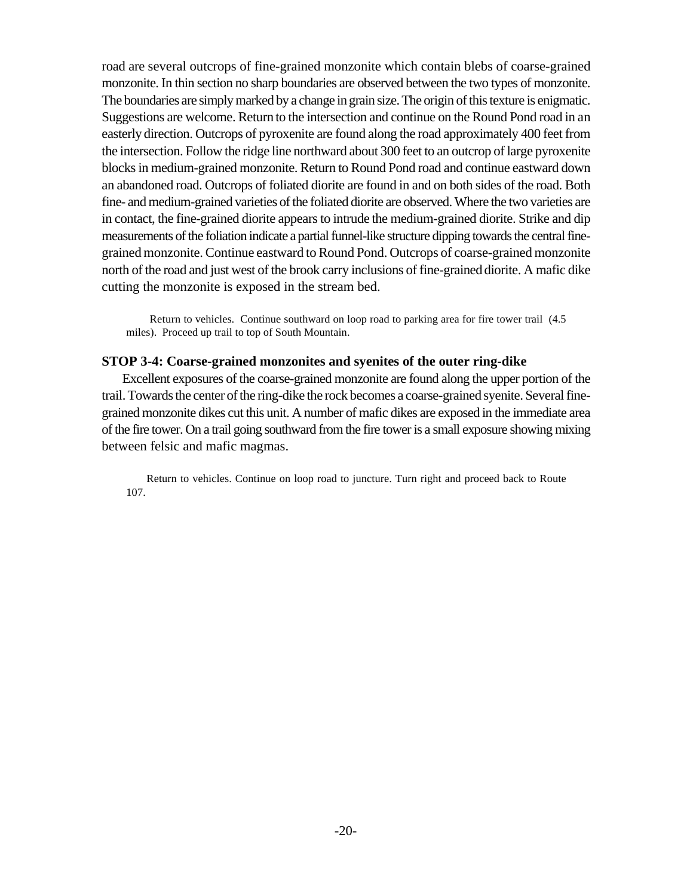road are several outcrops of fine-grained monzonite which contain blebs of coarse-grained monzonite. In thin section no sharp boundaries are observed between the two types of monzonite. The boundaries are simply marked by a change in grain size. The origin of this texture is enigmatic. Suggestions are welcome. Return to the intersection and continue on the Round Pond road in an easterly direction. Outcrops of pyroxenite are found along the road approximately 400 feet from the intersection. Follow the ridge line northward about 300 feet to an outcrop of large pyroxenite blocks in medium-grained monzonite. Return to Round Pond road and continue eastward down an abandoned road. Outcrops of foliated diorite are found in and on both sides of the road. Both fine- and medium-grained varieties of the foliated diorite are observed. Where the two varieties are in contact, the fine-grained diorite appears to intrude the medium-grained diorite. Strike and dip measurements of the foliation indicate a partial funnel-like structure dipping towards the central fine-grained monzonite. Continue eastward to Round Pond. Outcrops of coarse-grained monzonite north of the road and just west of the brook carry inclusions of fine-grained diorite. A mafic dike cutting the monzonite is exposed in the stream bed.

Return to vehicles. Continue southward on loop road to parking area for fire tower trail (4.5 miles). Proceed up trail to top of South Mountain.

### STOP 3-4: Coarse-grained monzonites and syenites of the outer ring-dike

Excellent exposures of the coarse-grained monzonite are found along the upper portion of the trail. Towards the center of the ring-dike the rock becomes a coarse-grained syenite. Several fine-grained monzonite dikes cut this unit. A number of mafic dikes are exposed in the immediate area of the fire tower. On a trail going southward from the fire tower is a small exposure showing mixing between felsic and mafic magmas.

Return to vehicles. Continue on loop road to juncture. Turn right and proceed back to Route 107.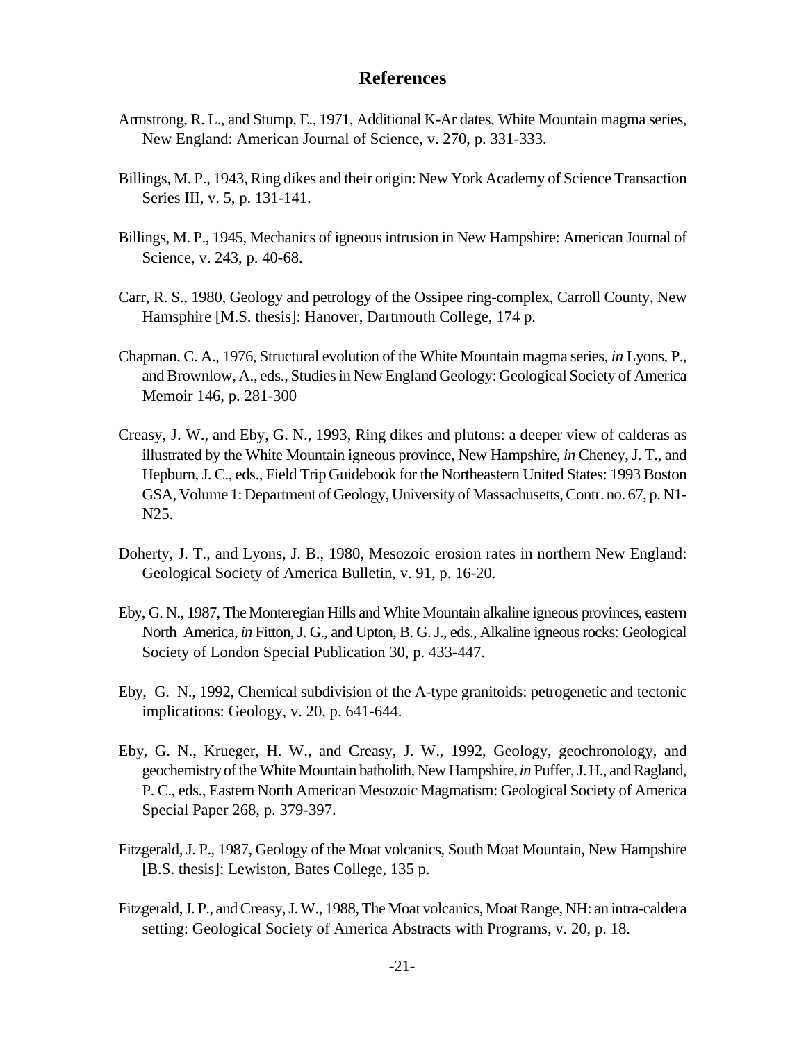## References

Armstrong, R. L., and Stump, E., 1971, Additional K-Ar dates, White Mountain magma series, New England: American Journal of Science, v. 270, p. 331-333.

Billings, M. P., 1943, Ring dikes and their origin: New York Academy of Science Transaction Series III, v. 5, p. 131-141.

Billings, M. P., 1945, Mechanics of igneous intrusion in New Hampshire: American Journal of Science, v. 243, p. 40-68.

Carr, R. S., 1980, Geology and petrology of the Ossipee ring-complex, Carroll County, New Hamsphire [M.S. thesis]: Hanover, Dartmouth College, 174 p.

Chapman, C. A., 1976, Structural evolution of the White Mountain magma series, *in* Lyons, P., and Brownlow, A., eds., Studies in New England Geology: Geological Society of America Memoir 146, p. 281-300

Creasy, J. W., and Eby, G. N., 1993, Ring dikes and plutons: a deeper view of calderas as illustrated by the White Mountain igneous province, New Hampshire, *in* Cheney, J. T., and Hepburn, J. C., eds., Field Trip Guidebook for the Northeastern United States: 1993 Boston GSA, Volume 1: Department of Geology, University of Massachusetts, Contr. no. 67, p. N1-N25.

Doherty, J. T., and Lyons, J. B., 1980, Mesozoic erosion rates in northern New England: Geological Society of America Bulletin, v. 91, p. 16-20.

Eby, G. N., 1987, The Monteregian Hills and White Mountain alkaline igneous provinces, eastern North America, *in* Fitton, J. G., and Upton, B. G. J., eds., Alkaline igneous rocks: Geological Society of London Special Publication 30, p. 433-447.

Eby, G. N., 1992, Chemical subdivision of the A-type granitoids: petrogenetic and tectonic implications: Geology, v. 20, p. 641-644.

Eby, G. N., Krueger, H. W., and Creasy, J. W., 1992, Geology, geochronology, and geochemistry of the White Mountain batholith, New Hampshire, *in* Puffer, J. H., and Ragland, P. C., eds., Eastern North American Mesozoic Magmatism: Geological Society of America Special Paper 268, p. 379-397.

Fitzgerald, J. P., 1987, Geology of the Moat volcanics, South Moat Mountain, New Hampshire [B.S. thesis]: Lewiston, Bates College, 135 p.

Fitzgerald, J. P., and Creasy, J. W., 1988, The Moat volcanics, Moat Range, NH: an intra-caldera setting: Geological Society of America Abstracts with Programs, v. 20, p. 18.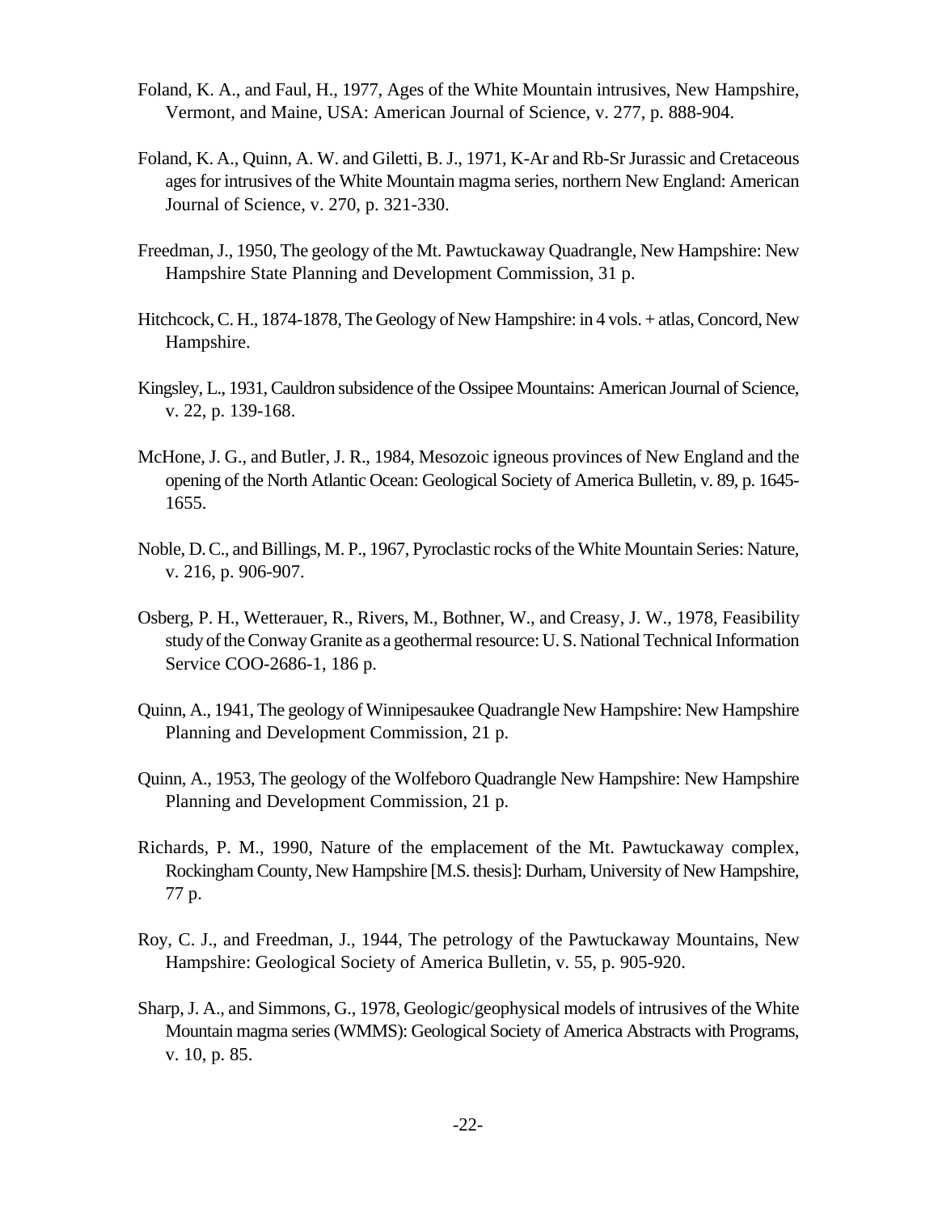Foland, K. A., and Faul, H., 1977, Ages of the White Mountain intrusives, New Hampshire, Vermont, and Maine, USA: American Journal of Science, v. 277, p. 888-904.

Foland, K. A., Quinn, A. W. and Giletti, B. J., 1971, K-Ar and Rb-Sr Jurassic and Cretaceous ages for intrusives of the White Mountain magma series, northern New England: American Journal of Science, v. 270, p. 321-330.

Freedman, J., 1950, The geology of the Mt. Pawtuckaway Quadrangle, New Hampshire: New Hampshire State Planning and Development Commission, 31 p.

Hitchcock, C. H., 1874-1878, The Geology of New Hampshire: in 4 vols. + atlas, Concord, New Hampshire.

Kingsley, L., 1931, Cauldron subsidence of the Ossipee Mountains: American Journal of Science, v. 22, p. 139-168.

McHone, J. G., and Butler, J. R., 1984, Mesozoic igneous provinces of New England and the opening of the North Atlantic Ocean: Geological Society of America Bulletin, v. 89, p. 1645-1655.

Noble, D. C., and Billings, M. P., 1967, Pyroclastic rocks of the White Mountain Series: Nature, v. 216, p. 906-907.

Osberg, P. H., Wetterauer, R., Rivers, M., Bothner, W., and Creasy, J. W., 1978, Feasibility study of the Conway Granite as a geothermal resource: U. S. National Technical Information Service COO-2686-1, 186 p.

Quinn, A., 1941, The geology of Winnipesaukee Quadrangle New Hampshire: New Hampshire Planning and Development Commission, 21 p.

Quinn, A., 1953, The geology of the Wolfeboro Quadrangle New Hampshire: New Hampshire Planning and Development Commission, 21 p.

Richards, P. M., 1990, Nature of the emplacement of the Mt. Pawtuckaway complex, Rockingham County, New Hampshire [M.S. thesis]: Durham, University of New Hampshire, 77 p.

Roy, C. J., and Freedman, J., 1944, The petrology of the Pawtuckaway Mountains, New Hampshire: Geological Society of America Bulletin, v. 55, p. 905-920.

Sharp, J. A., and Simmons, G., 1978, Geologic/geophysical models of intrusives of the White Mountain magma series (WMMS): Geological Society of America Abstracts with Programs, v. 10, p. 85.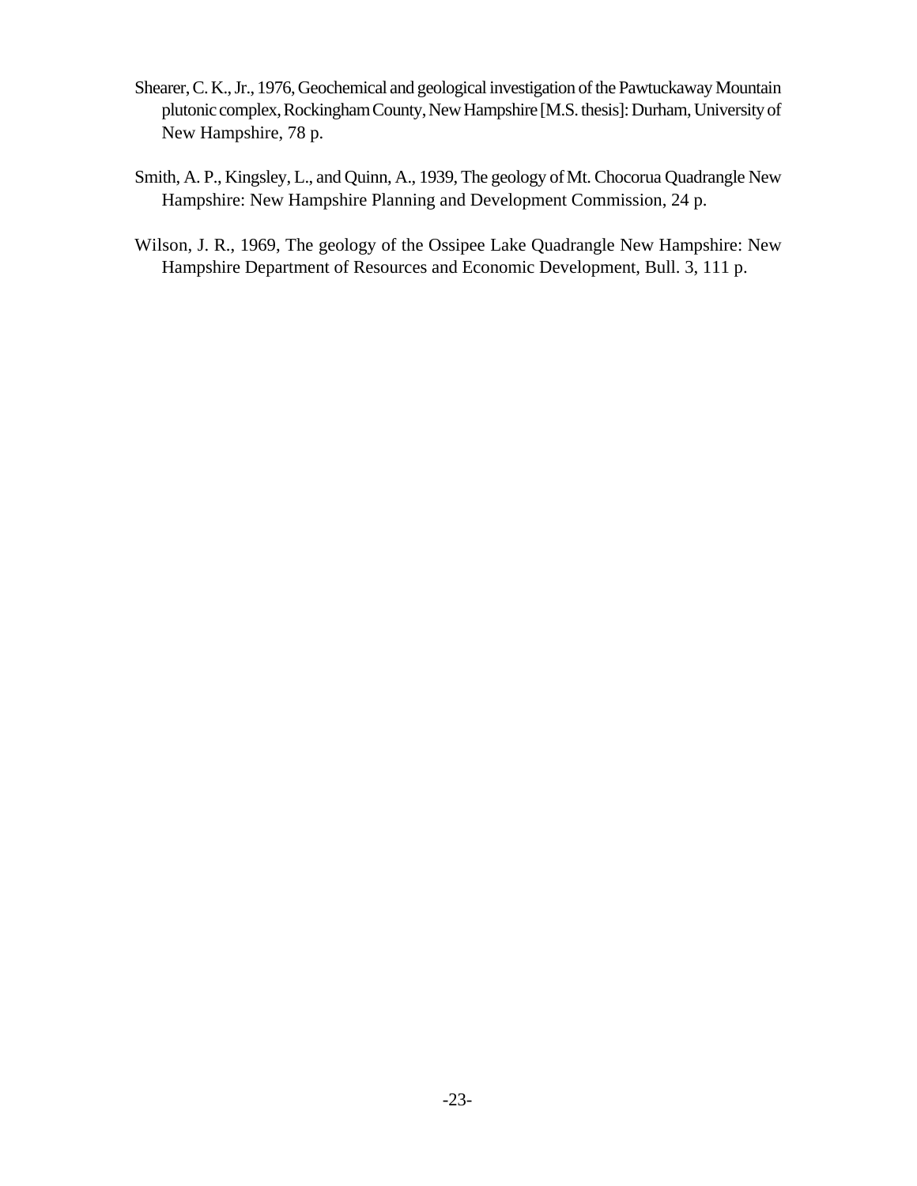Shearer, C. K., Jr., 1976, Geochemical and geological investigation of the Pawtuckaway Mountain plutonic complex, Rockingham County, New Hampshire [M.S. thesis]: Durham, University of New Hampshire, 78 p.

Smith, A. P., Kingsley, L., and Quinn, A., 1939, The geology of Mt. Chocorua Quadrangle New Hampshire: New Hampshire Planning and Development Commission, 24 p.

Wilson, J. R., 1969, The geology of the Ossipee Lake Quadrangle New Hampshire: New Hampshire Department of Resources and Economic Development, Bull. 3, 111 p.